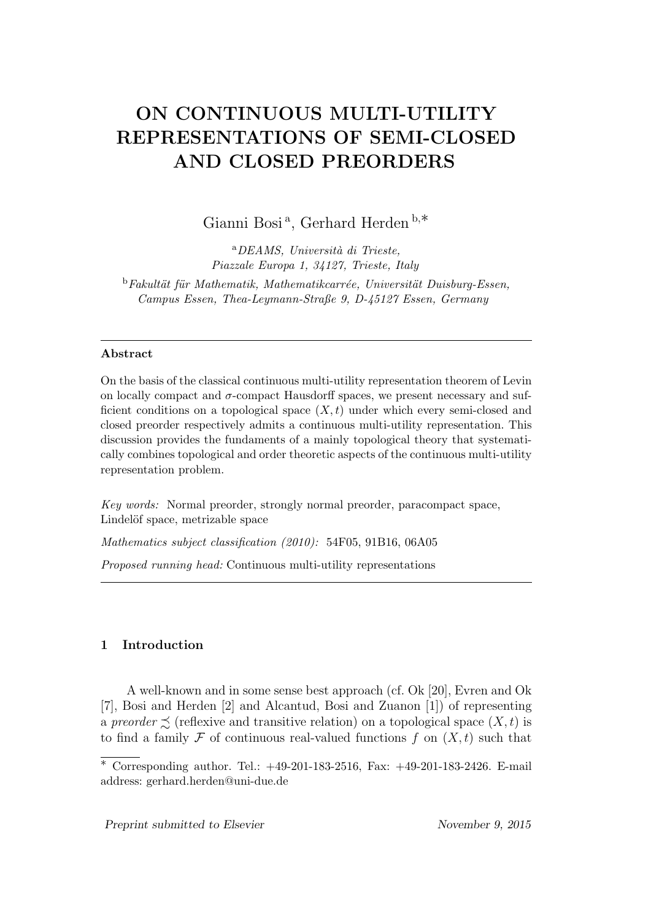# ON CONTINUOUS MULTI-UTILITY REPRESENTATIONS OF SEMI-CLOSED AND CLOSED PREORDERS

Gianni Bosi [a], Gerhard Herden [b,*]

[a] *DEAMS, Università di Trieste, Piazzale Europa 1, 34127, Trieste, Italy*

[b] *Fakultät für Mathematik, Mathematikcarrée, Universität Duisburg-Essen, Campus Essen, Thea-Leymann-Straße 9, D-45127 Essen, Germany*

---

**Abstract**

On the basis of the classical continuous multi-utility representation theorem of Levin on locally compact and $\sigma$-compact Hausdorff spaces, we present necessary and sufficient conditions on a topological space $(X, t)$ under which every semi-closed and closed preorder respectively admits a continuous multi-utility representation. This discussion provides the fundaments of a mainly topological theory that systematically combines topological and order theoretic aspects of the continuous multi-utility representation problem.

*Key words:* Normal preorder, strongly normal preorder, paracompact space, Lindelöf space, metrizable space

*Mathematics subject classification (2010):* 54F05, 91B16, 06A05

*Proposed running head:* Continuous multi-utility representations

---

## 1 Introduction

A well-known and in some sense best approach (cf. Ok [20], Evren and Ok [7], Bosi and Herden [2] and Alcantud, Bosi and Zuanon [1]) of representing a *preorder* $\precsim$ (reflexive and transitive relation) on a topological space $(X, t)$ is to find a family $\mathcal{F}$ of continuous real-valued functions $f$ on $(X, t)$ such that

---

\* Corresponding author. Tel.: +49-201-183-2516, Fax: +49-201-183-2426. E-mail address: gerhard.herden@uni-due.de

*Preprint submitted to Elsevier* November 9, 2015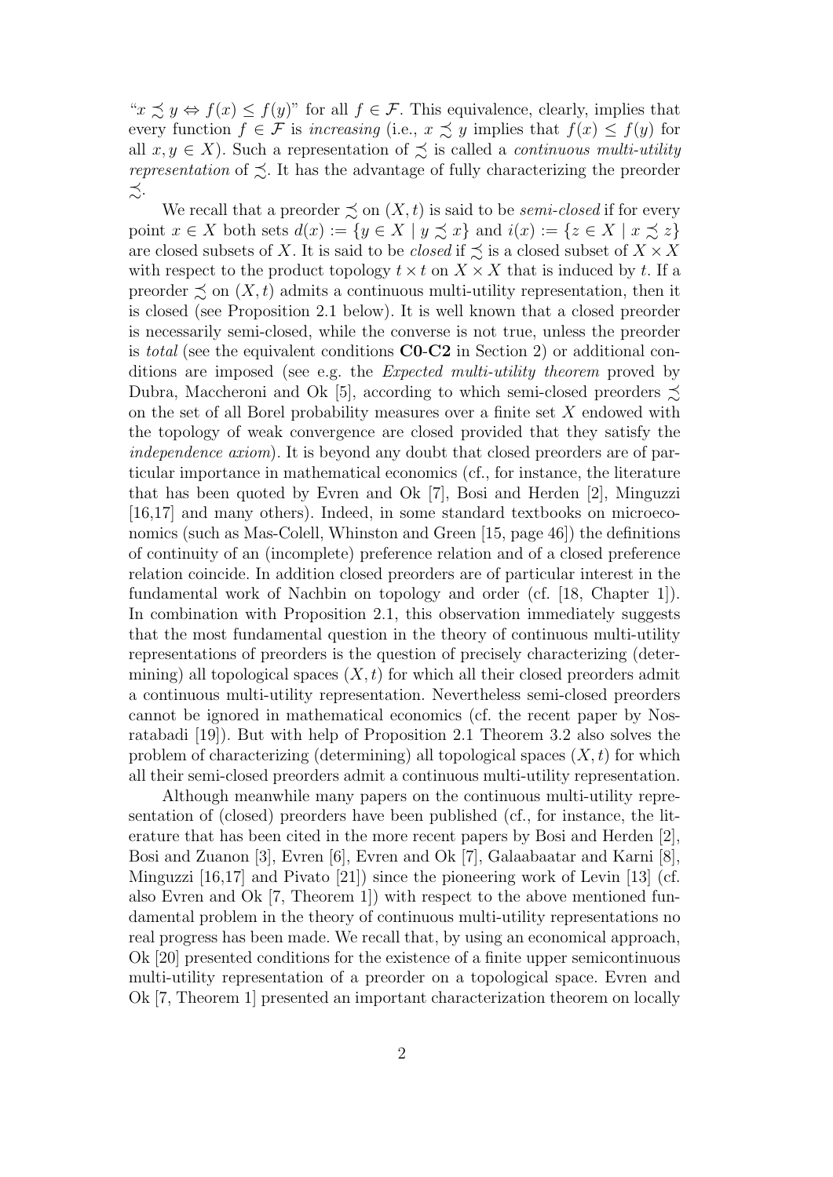"$x \precsim y \Leftrightarrow f(x) \leq f(y)$" for all $f \in \mathcal{F}$. This equivalence, clearly, implies that every function $f \in \mathcal{F}$ is *increasing* (i.e., $x \precsim y$ implies that $f(x) \leq f(y)$ for all $x, y \in X$). Such a representation of $\precsim$ is called a *continuous multi-utility representation* of $\precsim$. It has the advantage of fully characterizing the preorder $\precsim$.

We recall that a preorder $\precsim$ on $(X, t)$ is said to be *semi-closed* if for every point $x \in X$ both sets $d(x) := \{y \in X \mid y \precsim x\}$ and $i(x) := \{z \in X \mid x \precsim z\}$ are closed subsets of $X$. It is said to be *closed* if $\precsim$ is a closed subset of $X \times X$ with respect to the product topology $t \times t$ on $X \times X$ that is induced by $t$. If a preorder $\precsim$ on $(X, t)$ admits a continuous multi-utility representation, then it is closed (see Proposition 2.1 below). It is well known that a closed preorder is necessarily semi-closed, while the converse is not true, unless the preorder is *total* (see the equivalent conditions **C0**-**C2** in Section 2) or additional conditions are imposed (see e.g. the *Expected multi-utility theorem* proved by Dubra, Maccheroni and Ok [5], according to which semi-closed preorders $\precsim$ on the set of all Borel probability measures over a finite set $X$ endowed with the topology of weak convergence are closed provided that they satisfy the *independence axiom*). It is beyond any doubt that closed preorders are of particular importance in mathematical economics (cf., for instance, the literature that has been quoted by Evren and Ok [7], Bosi and Herden [2], Minguzzi [16,17] and many others). Indeed, in some standard textbooks on microeconomics (such as Mas-Colell, Whinston and Green [15, page 46]) the definitions of continuity of an (incomplete) preference relation and of a closed preference relation coincide. In addition closed preorders are of particular interest in the fundamental work of Nachbin on topology and order (cf. [18, Chapter 1]). In combination with Proposition 2.1, this observation immediately suggests that the most fundamental question in the theory of continuous multi-utility representations of preorders is the question of precisely characterizing (determining) all topological spaces $(X, t)$ for which all their closed preorders admit a continuous multi-utility representation. Nevertheless semi-closed preorders cannot be ignored in mathematical economics (cf. the recent paper by Nosratabadi [19]). But with help of Proposition 2.1 Theorem 3.2 also solves the problem of characterizing (determining) all topological spaces $(X, t)$ for which all their semi-closed preorders admit a continuous multi-utility representation.

Although meanwhile many papers on the continuous multi-utility representation of (closed) preorders have been published (cf., for instance, the literature that has been cited in the more recent papers by Bosi and Herden [2], Bosi and Zuanon [3], Evren [6], Evren and Ok [7], Galaabaatar and Karni [8], Minguzzi [16,17] and Pivato [21]) since the pioneering work of Levin [13] (cf. also Evren and Ok [7, Theorem 1]) with respect to the above mentioned fundamental problem in the theory of continuous multi-utility representations no real progress has been made. We recall that, by using an economical approach, Ok [20] presented conditions for the existence of a finite upper semicontinuous multi-utility representation of a preorder on a topological space. Evren and Ok [7, Theorem 1] presented an important characterization theorem on locally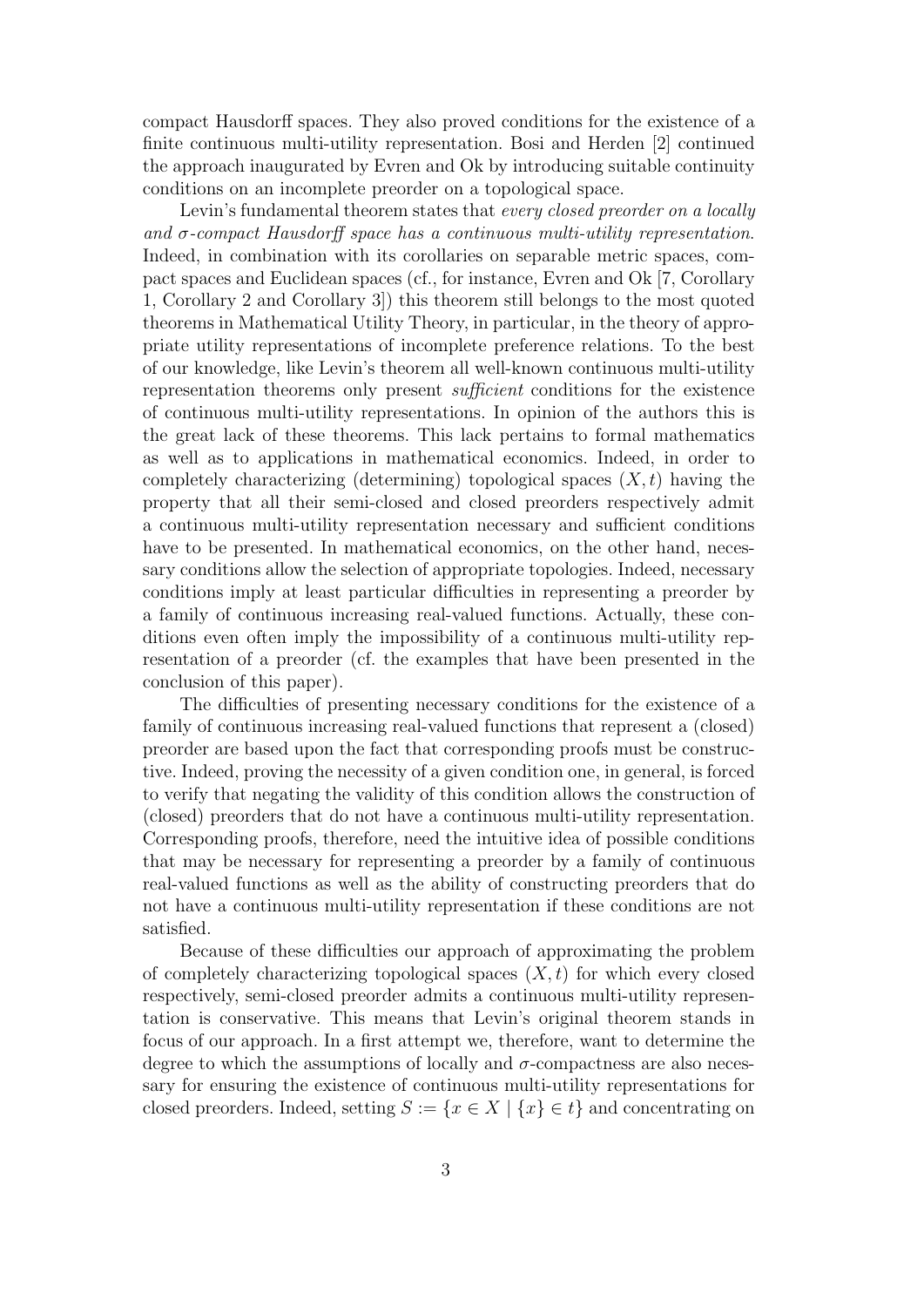compact Hausdorff spaces. They also proved conditions for the existence of a finite continuous multi-utility representation. Bosi and Herden [2] continued the approach inaugurated by Evren and Ok by introducing suitable continuity conditions on an incomplete preorder on a topological space.

Levin's fundamental theorem states that *every closed preorder on a locally and $\sigma$-compact Hausdorff space has a continuous multi-utility representation*. Indeed, in combination with its corollaries on separable metric spaces, compact spaces and Euclidean spaces (cf., for instance, Evren and Ok [7, Corollary 1, Corollary 2 and Corollary 3]) this theorem still belongs to the most quoted theorems in Mathematical Utility Theory, in particular, in the theory of appropriate utility representations of incomplete preference relations. To the best of our knowledge, like Levin's theorem all well-known continuous multi-utility representation theorems only present *sufficient* conditions for the existence of continuous multi-utility representations. In opinion of the authors this is the great lack of these theorems. This lack pertains to formal mathematics as well as to applications in mathematical economics. Indeed, in order to completely characterizing (determining) topological spaces $(X, t)$ having the property that all their semi-closed and closed preorders respectively admit a continuous multi-utility representation necessary and sufficient conditions have to be presented. In mathematical economics, on the other hand, necessary conditions allow the selection of appropriate topologies. Indeed, necessary conditions imply at least particular difficulties in representing a preorder by a family of continuous increasing real-valued functions. Actually, these conditions even often imply the impossibility of a continuous multi-utility representation of a preorder (cf. the examples that have been presented in the conclusion of this paper).

The difficulties of presenting necessary conditions for the existence of a family of continuous increasing real-valued functions that represent a (closed) preorder are based upon the fact that corresponding proofs must be constructive. Indeed, proving the necessity of a given condition one, in general, is forced to verify that negating the validity of this condition allows the construction of (closed) preorders that do not have a continuous multi-utility representation. Corresponding proofs, therefore, need the intuitive idea of possible conditions that may be necessary for representing a preorder by a family of continuous real-valued functions as well as the ability of constructing preorders that do not have a continuous multi-utility representation if these conditions are not satisfied.

Because of these difficulties our approach of approximating the problem of completely characterizing topological spaces $(X, t)$ for which every closed respectively, semi-closed preorder admits a continuous multi-utility representation is conservative. This means that Levin's original theorem stands in focus of our approach. In a first attempt we, therefore, want to determine the degree to which the assumptions of locally and $\sigma$-compactness are also necessary for ensuring the existence of continuous multi-utility representations for closed preorders. Indeed, setting $S := \{x \in X \mid \{x\} \in t\}$ and concentrating on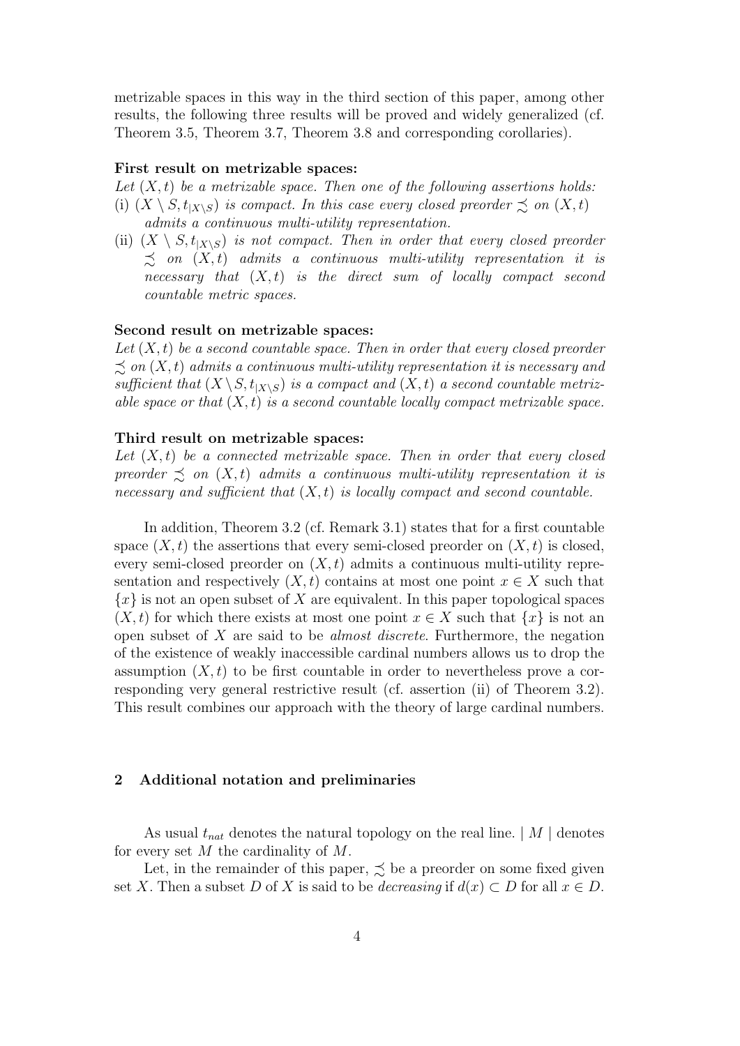metrizable spaces in this way in the third section of this paper, among other results, the following three results will be proved and widely generalized (cf. Theorem 3.5, Theorem 3.7, Theorem 3.8 and corresponding corollaries).

**First result on metrizable spaces:**

*Let $(X, t)$ be a metrizable space. Then one of the following assertions holds:*

(i) *$(X \setminus S, t_{|X \setminus S})$ is compact. In this case every closed preorder $\precsim$ on $(X, t)$ admits a continuous multi-utility representation.*

(ii) *$(X \setminus S, t_{|X \setminus S})$ is not compact. Then in order that every closed preorder $\precsim$ on $(X, t)$ admits a continuous multi-utility representation it is necessary that $(X, t)$ is the direct sum of locally compact second countable metric spaces.*

**Second result on metrizable spaces:**

*Let $(X, t)$ be a second countable space. Then in order that every closed preorder $\precsim$ on $(X, t)$ admits a continuous multi-utility representation it is necessary and sufficient that $(X \setminus S, t_{|X \setminus S})$ is a compact and $(X, t)$ a second countable metrizable space or that $(X, t)$ is a second countable locally compact metrizable space.*

**Third result on metrizable spaces:**

*Let $(X, t)$ be a connected metrizable space. Then in order that every closed preorder $\precsim$ on $(X, t)$ admits a continuous multi-utility representation it is necessary and sufficient that $(X, t)$ is locally compact and second countable.*

In addition, Theorem 3.2 (cf. Remark 3.1) states that for a first countable space $(X, t)$ the assertions that every semi-closed preorder on $(X, t)$ is closed, every semi-closed preorder on $(X, t)$ admits a continuous multi-utility representation and respectively $(X, t)$ contains at most one point $x \in X$ such that $\{x\}$ is not an open subset of $X$ are equivalent. In this paper topological spaces $(X, t)$ for which there exists at most one point $x \in X$ such that $\{x\}$ is not an open subset of $X$ are said to be *almost discrete*. Furthermore, the negation of the existence of weakly inaccessible cardinal numbers allows us to drop the assumption $(X, t)$ to be first countable in order to nevertheless prove a corresponding very general restrictive result (cf. assertion (ii) of Theorem 3.2). This result combines our approach with the theory of large cardinal numbers.

## 2 Additional notation and preliminaries

As usual $t_{nat}$ denotes the natural topology on the real line. $| M |$ denotes for every set $M$ the cardinality of $M$.

Let, in the remainder of this paper, $\precsim$ be a preorder on some fixed given set $X$. Then a subset $D$ of $X$ is said to be *decreasing* if $d(x) \subset D$ for all $x \in D$.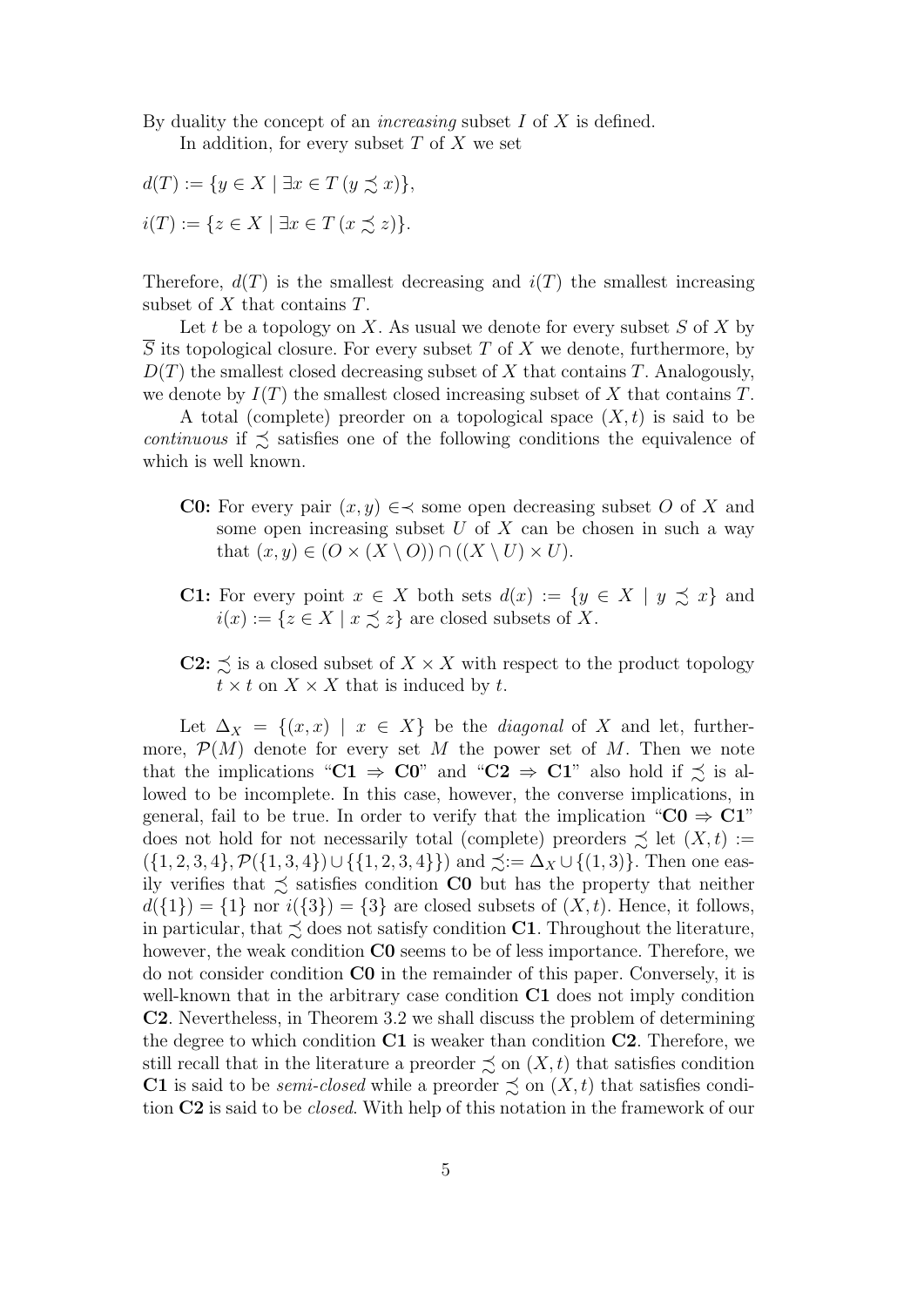By duality the concept of an *increasing* subset $I$ of $X$ is defined.

In addition, for every subset $T$ of $X$ we set

$$d(T) := \{y \in X \mid \exists x \in T\, (y \precsim x)\},$$

$$i(T) := \{z \in X \mid \exists x \in T\, (x \precsim z)\}.$$

Therefore, $d(T)$ is the smallest decreasing and $i(T)$ the smallest increasing subset of $X$ that contains $T$.

Let $t$ be a topology on $X$. As usual we denote for every subset $S$ of $X$ by $\overline{S}$ its topological closure. For every subset $T$ of $X$ we denote, furthermore, by $D(T)$ the smallest closed decreasing subset of $X$ that contains $T$. Analogously, we denote by $I(T)$ the smallest closed increasing subset of $X$ that contains $T$.

A total (complete) preorder on a topological space $(X, t)$ is said to be *continuous* if $\precsim$ satisfies one of the following conditions the equivalence of which is well known.

- **C0:** For every pair $(x, y) \in \prec$ some open decreasing subset $O$ of $X$ and some open increasing subset $U$ of $X$ can be chosen in such a way that $(x, y) \in (O \times (X \setminus O)) \cap ((X \setminus U) \times U)$.
- **C1:** For every point $x \in X$ both sets $d(x) := \{y \in X \mid y \precsim x\}$ and $i(x) := \{z \in X \mid x \precsim z\}$ are closed subsets of $X$.
- **C2:** $\precsim$ is a closed subset of $X \times X$ with respect to the product topology $t \times t$ on $X \times X$ that is induced by $t$.

Let $\Delta_X = \{(x, x) \mid x \in X\}$ be the *diagonal* of $X$ and let, furthermore, $\mathcal{P}(M)$ denote for every set $M$ the power set of $M$. Then we note that the implications "**C1** $\Rightarrow$ **C0**" and "**C2** $\Rightarrow$ **C1**" also hold if $\precsim$ is allowed to be incomplete. In this case, however, the converse implications, in general, fail to be true. In order to verify that the implication "**C0** $\Rightarrow$ **C1**" does not hold for not necessarily total (complete) preorders $\precsim$ let $(X, t) := (\{1, 2, 3, 4\}, \mathcal{P}(\{1, 3, 4\}) \cup \{\{1, 2, 3, 4\}\})$ and $\precsim := \Delta_X \cup \{(1, 3)\}$. Then one easily verifies that $\precsim$ satisfies condition **C0** but has the property that neither $d(\{1\}) = \{1\}$ nor $i(\{3\}) = \{3\}$ are closed subsets of $(X, t)$. Hence, it follows, in particular, that $\precsim$ does not satisfy condition **C1**. Throughout the literature, however, the weak condition **C0** seems to be of less importance. Therefore, we do not consider condition **C0** in the remainder of this paper. Conversely, it is well-known that in the arbitrary case condition **C1** does not imply condition **C2**. Nevertheless, in Theorem 3.2 we shall discuss the problem of determining the degree to which condition **C1** is weaker than condition **C2**. Therefore, we still recall that in the literature a preorder $\precsim$ on $(X, t)$ that satisfies condition **C1** is said to be *semi-closed* while a preorder $\precsim$ on $(X, t)$ that satisfies condition **C2** is said to be *closed*. With help of this notation in the framework of our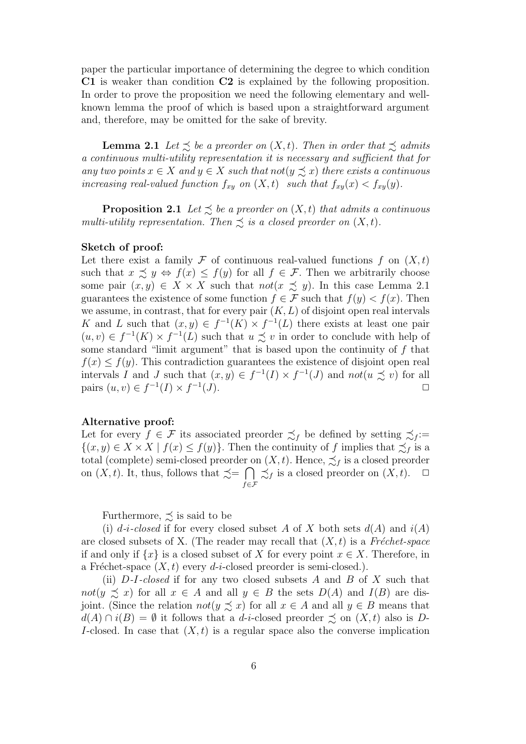paper the particular importance of determining the degree to which condition **C1** is weaker than condition **C2** is explained by the following proposition. In order to prove the proposition we need the following elementary and well-known lemma the proof of which is based upon a straightforward argument and, therefore, may be omitted for the sake of brevity.

**Lemma 2.1** *Let $\precsim$ be a preorder on $(X, t)$. Then in order that $\precsim$ admits a continuous multi-utility representation it is necessary and sufficient that for any two points $x \in X$ and $y \in X$ such that not$(y \precsim x)$ there exists a continuous increasing real-valued function $f_{xy}$ on $(X, t)$ such that $f_{xy}(x) < f_{xy}(y)$.*

**Proposition 2.1** *Let $\precsim$ be a preorder on $(X, t)$ that admits a continuous multi-utility representation. Then $\precsim$ is a closed preorder on $(X, t)$.*

**Sketch of proof:**
Let there exist a family $\mathcal{F}$ of continuous real-valued functions $f$ on $(X, t)$ such that $x \precsim y \Leftrightarrow f(x) \leq f(y)$ for all $f \in \mathcal{F}$. Then we arbitrarily choose some pair $(x, y) \in X \times X$ such that *not*$(x \precsim y)$. In this case Lemma 2.1 guarantees the existence of some function $f \in \mathcal{F}$ such that $f(y) < f(x)$. Then we assume, in contrast, that for every pair $(K, L)$ of disjoint open real intervals $K$ and $L$ such that $(x, y) \in f^{-1}(K) \times f^{-1}(L)$ there exists at least one pair $(u, v) \in f^{-1}(K) \times f^{-1}(L)$ such that $u \precsim v$ in order to conclude with help of some standard "limit argument" that is based upon the continuity of $f$ that $f(x) \leq f(y)$. This contradiction guarantees the existence of disjoint open real intervals $I$ and $J$ such that $(x, y) \in f^{-1}(I) \times f^{-1}(J)$ and *not*$(u \precsim v)$ for all pairs $(u, v) \in f^{-1}(I) \times f^{-1}(J)$. $\Box$

**Alternative proof:**
Let for every $f \in \mathcal{F}$ its associated preorder $\precsim_f$ be defined by setting $\precsim_f := \{(x, y) \in X \times X \mid f(x) \leq f(y)\}$. Then the continuity of $f$ implies that $\precsim_f$ is a total (complete) semi-closed preorder on $(X, t)$. Hence, $\precsim_f$ is a closed preorder on $(X, t)$. It, thus, follows that $\precsim = \bigcap_{f \in \mathcal{F}} \precsim_f$ is a closed preorder on $(X, t)$. $\Box$

Furthermore, $\precsim$ is said to be

(i) *d-i-closed* if for every closed subset $A$ of $X$ both sets $d(A)$ and $i(A)$ are closed subsets of X. (The reader may recall that $(X, t)$ is a *Fréchet-space* if and only if $\{x\}$ is a closed subset of $X$ for every point $x \in X$. Therefore, in a Fréchet-space $(X, t)$ every *d-i*-closed preorder is semi-closed.).

(ii) *D-I-closed* if for any two closed subsets $A$ and $B$ of $X$ such that *not*$(y \precsim x)$ for all $x \in A$ and all $y \in B$ the sets $D(A)$ and $I(B)$ are disjoint. (Since the relation *not*$(y \precsim x)$ for all $x \in A$ and all $y \in B$ means that $d(A) \cap i(B) = \emptyset$ it follows that a *d-i*-closed preorder $\precsim$ on $(X, t)$ also is *D-I*-closed. In case that $(X, t)$ is a regular space also the converse implication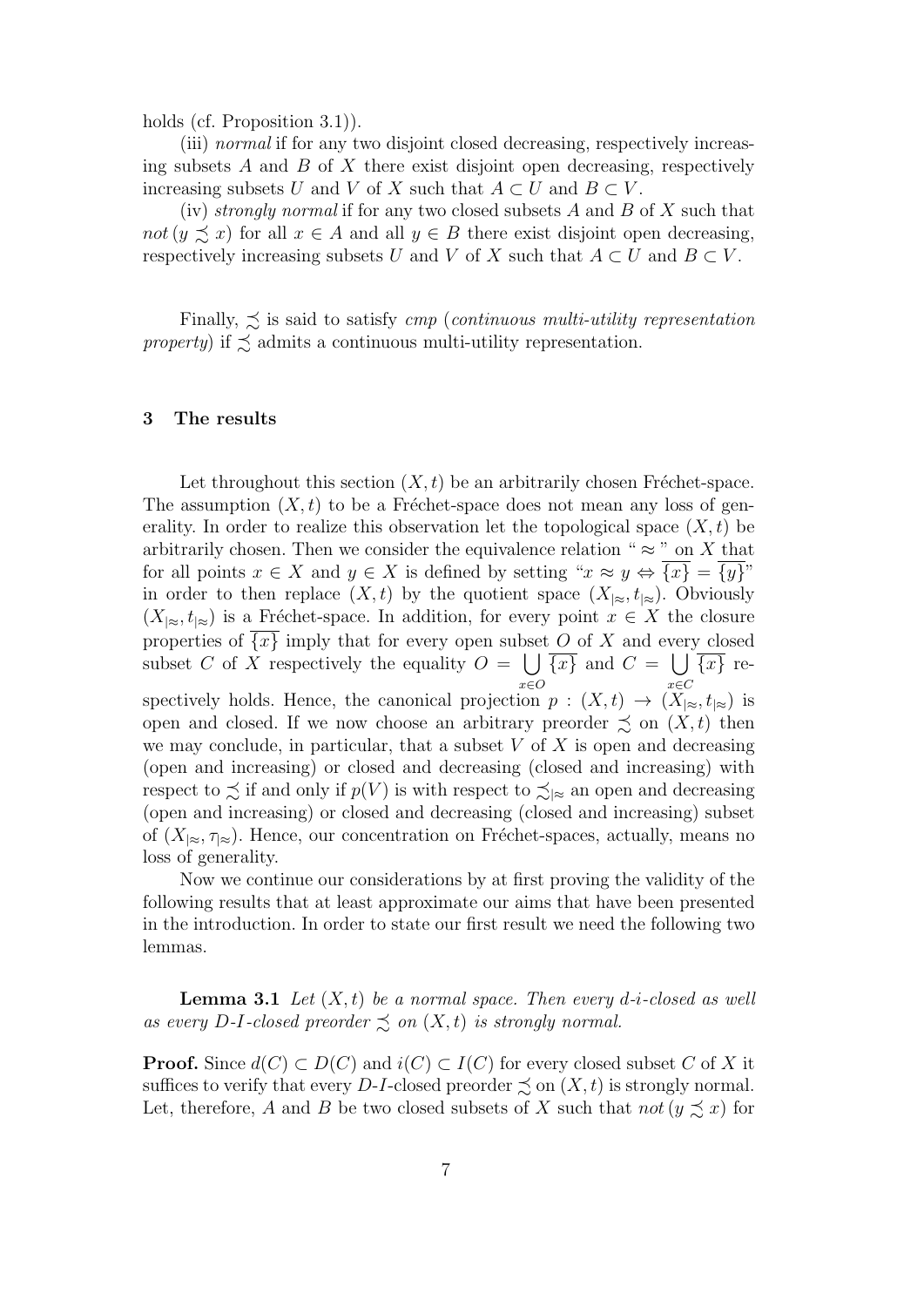holds (cf. Proposition 3.1)).

(iii) *normal* if for any two disjoint closed decreasing, respectively increasing subsets $A$ and $B$ of $X$ there exist disjoint open decreasing, respectively increasing subsets $U$ and $V$ of $X$ such that $A \subset U$ and $B \subset V$.

(iv) *strongly normal* if for any two closed subsets $A$ and $B$ of $X$ such that *not* $(y \precsim x)$ for all $x \in A$ and all $y \in B$ there exist disjoint open decreasing, respectively increasing subsets $U$ and $V$ of $X$ such that $A \subset U$ and $B \subset V$.

Finally, $\precsim$ is said to satisfy *cmp* (*continuous multi-utility representation property*) if $\precsim$ admits a continuous multi-utility representation.

## 3 The results

Let throughout this section $(X, t)$ be an arbitrarily chosen Fréchet-space. The assumption $(X, t)$ to be a Fréchet-space does not mean any loss of generality. In order to realize this observation let the topological space $(X, t)$ be arbitrarily chosen. Then we consider the equivalence relation " $\approx$ " on $X$ that for all points $x \in X$ and $y \in X$ is defined by setting "$x \approx y \Leftrightarrow \overline{\{x\}} = \overline{\{y\}}$" in order to then replace $(X, t)$ by the quotient space $(X_{|\approx}, t_{|\approx})$. Obviously $(X_{|\approx}, t_{|\approx})$ is a Fréchet-space. In addition, for every point $x \in X$ the closure properties of $\overline{\{x\}}$ imply that for every open subset $O$ of $X$ and every closed subset $C$ of $X$ respectively the equality $O = \bigcup_{x \in O} \overline{\{x\}}$ and $C = \bigcup_{x \in C} \overline{\{x\}}$ respectively holds. Hence, the canonical projection $p : (X, t) \rightarrow (X_{|\approx}, t_{|\approx})$ is open and closed. If we now choose an arbitrary preorder $\precsim$ on $(X, t)$ then we may conclude, in particular, that a subset $V$ of $X$ is open and decreasing (open and increasing) or closed and decreasing (closed and increasing) with respect to $\precsim$ if and only if $p(V)$ is with respect to $\precsim_{|\approx}$ an open and decreasing (open and increasing) or closed and decreasing (closed and increasing) subset of $(X_{|\approx}, \tau_{|\approx})$. Hence, our concentration on Fréchet-spaces, actually, means no loss of generality.

Now we continue our considerations by at first proving the validity of the following results that at least approximate our aims that have been presented in the introduction. In order to state our first result we need the following two lemmas.

**Lemma 3.1** *Let $(X, t)$ be a normal space. Then every d-i-closed as well as every D-I-closed preorder $\precsim$ on $(X, t)$ is strongly normal.*

**Proof.** Since $d(C) \subset D(C)$ and $i(C) \subset I(C)$ for every closed subset $C$ of $X$ it suffices to verify that every $D$-$I$-closed preorder $\precsim$ on $(X, t)$ is strongly normal. Let, therefore, $A$ and $B$ be two closed subsets of $X$ such that *not* $(y \precsim x)$ for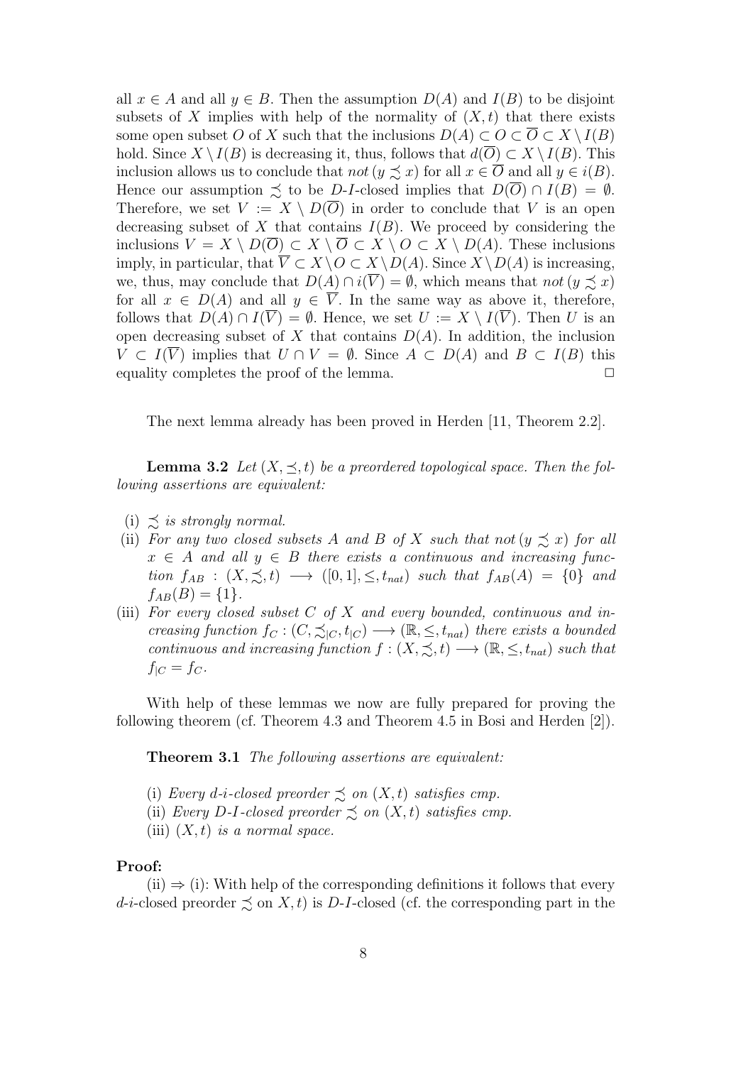all $x \in A$ and all $y \in B$. Then the assumption $D(A)$ and $I(B)$ to be disjoint subsets of $X$ implies with help of the normality of $(X, t)$ that there exists some open subset $O$ of $X$ such that the inclusions $D(A) \subset O \subset \overline{O} \subset X \setminus I(B)$ hold. Since $X \setminus I(B)$ is decreasing it, thus, follows that $d(\overline{O}) \subset X \setminus I(B)$. This inclusion allows us to conclude that *not* $(y \precsim x)$ for all $x \in \overline{O}$ and all $y \in i(B)$. Hence our assumption $\precsim$ to be *D-I*-closed implies that $D(\overline{O}) \cap I(B) = \emptyset$. Therefore, we set $V := X \setminus D(\overline{O})$ in order to conclude that $V$ is an open decreasing subset of $X$ that contains $I(B)$. We proceed by considering the inclusions $V = X \setminus D(\overline{O}) \subset X \setminus \overline{O} \subset X \setminus O \subset X \setminus D(A)$. These inclusions imply, in particular, that $\overline{V} \subset X \setminus O \subset X \setminus D(A)$. Since $X \setminus D(A)$ is increasing, we, thus, may conclude that $D(A) \cap i(\overline{V}) = \emptyset$, which means that *not* $(y \precsim x)$ for all $x \in D(A)$ and all $y \in \overline{V}$. In the same way as above it, therefore, follows that $D(A) \cap I(\overline{V}) = \emptyset$. Hence, we set $U := X \setminus I(\overline{V})$. Then $U$ is an open decreasing subset of $X$ that contains $D(A)$. In addition, the inclusion $V \subset I(\overline{V})$ implies that $U \cap V = \emptyset$. Since $A \subset D(A)$ and $B \subset I(B)$ this equality completes the proof of the lemma. $\square$

The next lemma already has been proved in Herden [11, Theorem 2.2].

**Lemma 3.2** *Let $(X, \preceq, t)$ be a preordered topological space. Then the following assertions are equivalent:*

(i) *$\precsim$ is strongly normal.*

(ii) *For any two closed subsets $A$ and $B$ of $X$ such that not $(y \precsim x)$ for all $x \in A$ and all $y \in B$ there exists a continuous and increasing function $f_{AB} : (X, \precsim, t) \longrightarrow ([0, 1], \leq, t_{nat})$ such that $f_{AB}(A) = \{0\}$ and $f_{AB}(B) = \{1\}$.*

(iii) *For every closed subset $C$ of $X$ and every bounded, continuous and increasing function $f_C : (C, \precsim_{|C}, t_{|C}) \longrightarrow (\mathbb{R}, \leq, t_{nat})$ there exists a bounded continuous and increasing function $f : (X, \precsim, t) \longrightarrow (\mathbb{R}, \leq, t_{nat})$ such that $f_{|C} = f_C$.*

With help of these lemmas we now are fully prepared for proving the following theorem (cf. Theorem 4.3 and Theorem 4.5 in Bosi and Herden [2]).

**Theorem 3.1** *The following assertions are equivalent:*

(i) *Every d-i-closed preorder $\precsim$ on $(X, t)$ satisfies cmp.*

(ii) *Every D-I-closed preorder $\precsim$ on $(X, t)$ satisfies cmp.*

(iii) *$(X, t)$ is a normal space.*

**Proof:**

(ii) $\Rightarrow$ (i): With help of the corresponding definitions it follows that every *d-i*-closed preorder $\precsim$ on $X, t)$ is *D-I*-closed (cf. the corresponding part in the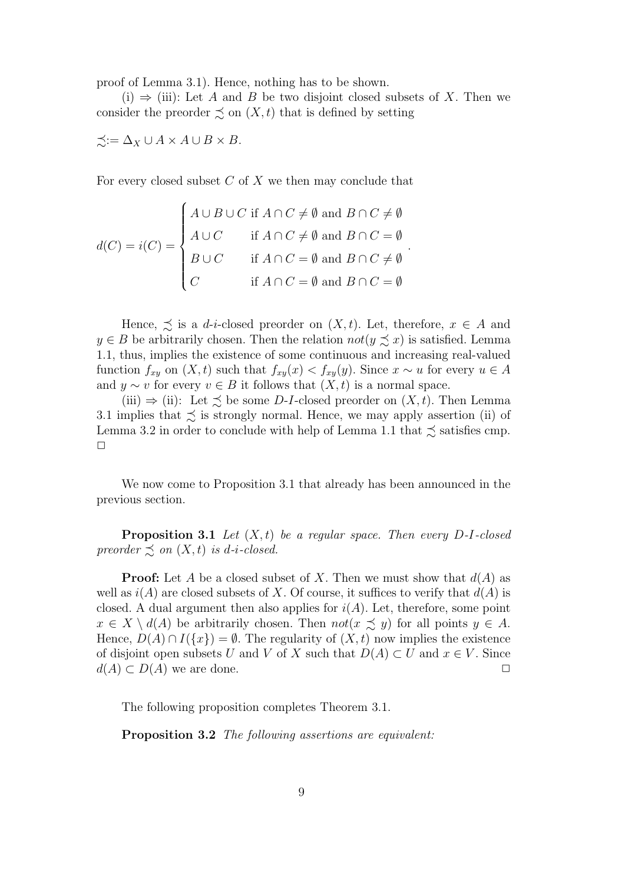proof of Lemma 3.1). Hence, nothing has to be shown.

(i) $\Rightarrow$ (iii): Let $A$ and $B$ be two disjoint closed subsets of $X$. Then we consider the preorder $\precsim$ on $(X,t)$ that is defined by setting

$$\precsim := \Delta_X \cup A \times A \cup B \times B.$$

For every closed subset $C$ of $X$ we then may conclude that

$$d(C) = i(C) = \begin{cases} A \cup B \cup C & \text{if } A \cap C \neq \emptyset \text{ and } B \cap C \neq \emptyset \\ A \cup C & \text{if } A \cap C \neq \emptyset \text{ and } B \cap C = \emptyset \\ B \cup C & \text{if } A \cap C = \emptyset \text{ and } B \cap C \neq \emptyset \\ C & \text{if } A \cap C = \emptyset \text{ and } B \cap C = \emptyset \end{cases}.$$

Hence, $\precsim$ is a *d-i*-closed preorder on $(X,t)$. Let, therefore, $x \in A$ and $y \in B$ be arbitrarily chosen. Then the relation $not(y \precsim x)$ is satisfied. Lemma 1.1, thus, implies the existence of some continuous and increasing real-valued function $f_{xy}$ on $(X,t)$ such that $f_{xy}(x) < f_{xy}(y)$. Since $x \sim u$ for every $u \in A$ and $y \sim v$ for every $v \in B$ it follows that $(X,t)$ is a normal space.

(iii) $\Rightarrow$ (ii): Let $\precsim$ be some *D-I*-closed preorder on $(X,t)$. Then Lemma 3.1 implies that $\precsim$ is strongly normal. Hence, we may apply assertion (ii) of Lemma 3.2 in order to conclude with help of Lemma 1.1 that $\precsim$ satisfies cmp. $\square$

We now come to Proposition 3.1 that already has been announced in the previous section.

**Proposition 3.1** *Let $(X,t)$ be a regular space. Then every D-I-closed preorder $\precsim$ on $(X,t)$ is d-i-closed.*

**Proof:** Let $A$ be a closed subset of $X$. Then we must show that $d(A)$ as well as $i(A)$ are closed subsets of $X$. Of course, it suffices to verify that $d(A)$ is closed. A dual argument then also applies for $i(A)$. Let, therefore, some point $x \in X \setminus d(A)$ be arbitrarily chosen. Then $not(x \precsim y)$ for all points $y \in A$. Hence, $D(A) \cap I(\{x\}) = \emptyset$. The regularity of $(X,t)$ now implies the existence of disjoint open subsets $U$ and $V$ of $X$ such that $D(A) \subset U$ and $x \in V$. Since $d(A) \subset D(A)$ we are done. $\square$

The following proposition completes Theorem 3.1.

**Proposition 3.2** *The following assertions are equivalent:*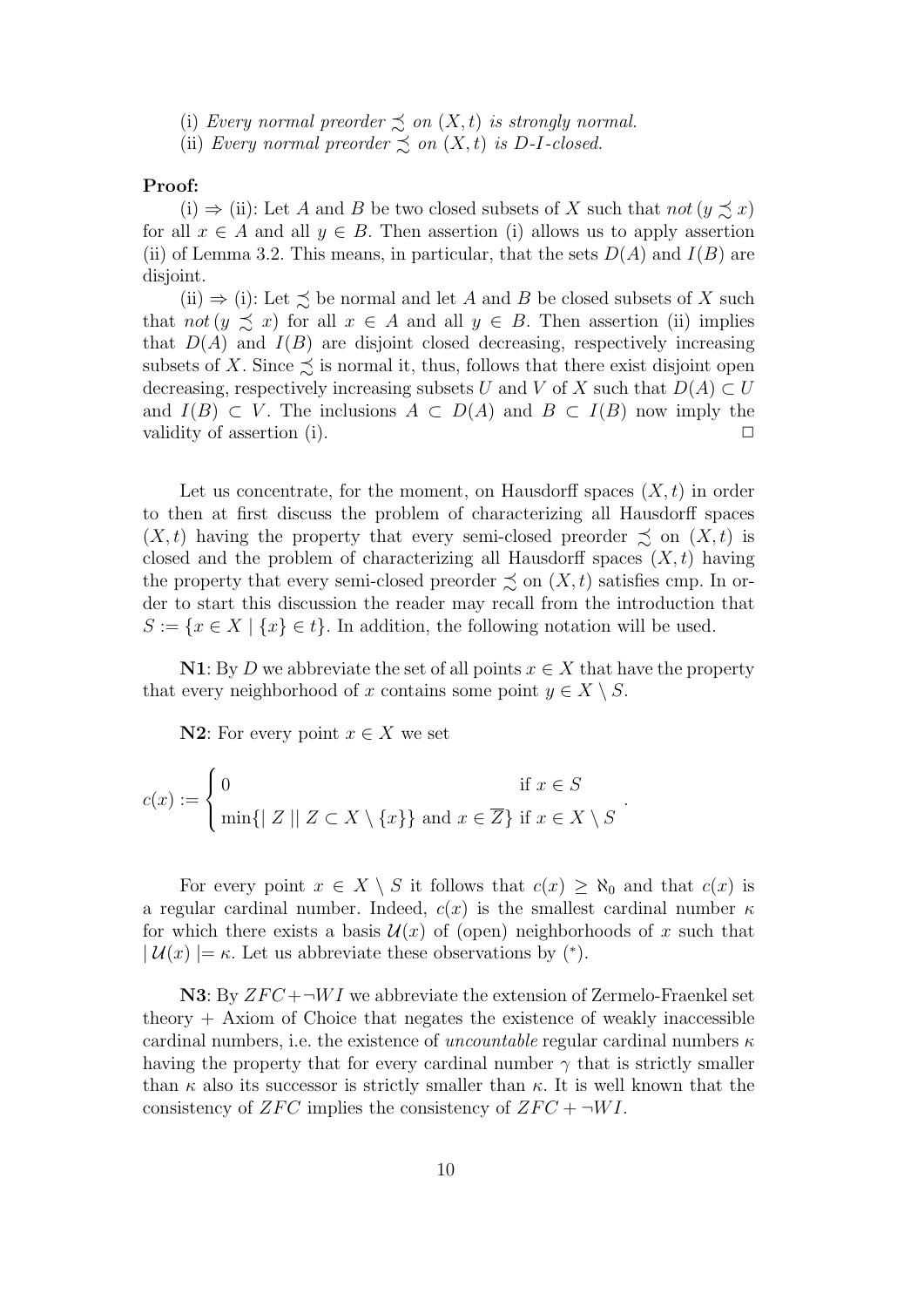(i) *Every normal preorder* $\precsim$ *on* $(X, t)$ *is strongly normal.*

(ii) *Every normal preorder* $\precsim$ *on* $(X, t)$ *is D-I-closed.*

**Proof:**

(i) $\Rightarrow$ (ii): Let $A$ and $B$ be two closed subsets of $X$ such that *not* $(y \precsim x)$ for all $x \in A$ and all $y \in B$. Then assertion (i) allows us to apply assertion (ii) of Lemma 3.2. This means, in particular, that the sets $D(A)$ and $I(B)$ are disjoint.

(ii) $\Rightarrow$ (i): Let $\precsim$ be normal and let $A$ and $B$ be closed subsets of $X$ such that *not* $(y \precsim x)$ for all $x \in A$ and all $y \in B$. Then assertion (ii) implies that $D(A)$ and $I(B)$ are disjoint closed decreasing, respectively increasing subsets of $X$. Since $\precsim$ is normal it, thus, follows that there exist disjoint open decreasing, respectively increasing subsets $U$ and $V$ of $X$ such that $D(A) \subset U$ and $I(B) \subset V$. The inclusions $A \subset D(A)$ and $B \subset I(B)$ now imply the validity of assertion (i). $\square$

Let us concentrate, for the moment, on Hausdorff spaces $(X, t)$ in order to then at first discuss the problem of characterizing all Hausdorff spaces $(X, t)$ having the property that every semi-closed preorder $\precsim$ on $(X, t)$ is closed and the problem of characterizing all Hausdorff spaces $(X, t)$ having the property that every semi-closed preorder $\precsim$ on $(X, t)$ satisfies cmp. In order to start this discussion the reader may recall from the introduction that $S := \{x \in X \mid \{x\} \in t\}$. In addition, the following notation will be used.

**N1**: By $D$ we abbreviate the set of all points $x \in X$ that have the property that every neighborhood of $x$ contains some point $y \in X \setminus S$.

**N2**: For every point $x \in X$ we set

$$c(x) := \begin{cases} 0 & \text{if } x \in S \\ \min\{| Z | \mid Z \subset X \setminus \{x\} \text{ and } x \in \overline{Z}\} & \text{if } x \in X \setminus S \end{cases}.$$

For every point $x \in X \setminus S$ it follows that $c(x) \geq \aleph_0$ and that $c(x)$ is a regular cardinal number. Indeed, $c(x)$ is the smallest cardinal number $\kappa$ for which there exists a basis $\mathcal{U}(x)$ of (open) neighborhoods of $x$ such that $| \mathcal{U}(x) | = \kappa$. Let us abbreviate these observations by $(^*)$.

**N3**: By $ZFC + \neg WI$ we abbreviate the extension of Zermelo-Fraenkel set theory + Axiom of Choice that negates the existence of weakly inaccessible cardinal numbers, i.e. the existence of *uncountable* regular cardinal numbers $\kappa$ having the property that for every cardinal number $\gamma$ that is strictly smaller than $\kappa$ also its successor is strictly smaller than $\kappa$. It is well known that the consistency of $ZFC$ implies the consistency of $ZFC + \neg WI$.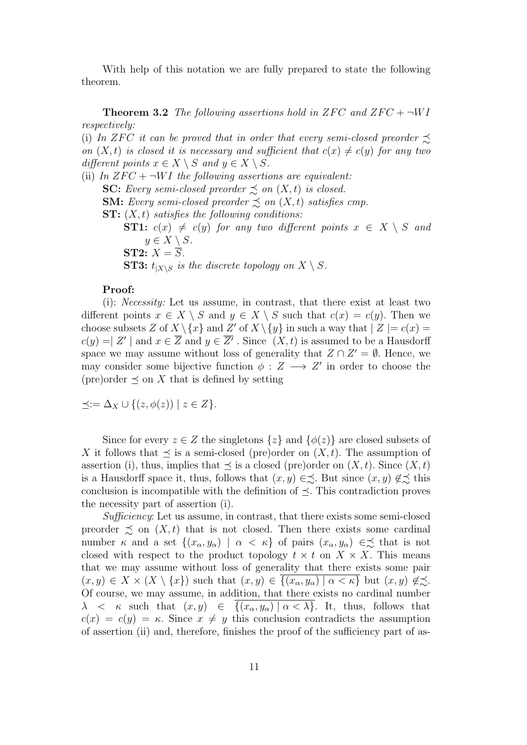With help of this notation we are fully prepared to state the following theorem.

**Theorem 3.2** *The following assertions hold in $ZFC$ and $ZFC + \neg WI$ respectively:*

(i) *In $ZFC$ it can be proved that in order that every semi-closed preorder $\precsim$ on $(X, t)$ is closed it is necessary and sufficient that $c(x) \neq c(y)$ for any two different points $x \in X \setminus S$ and $y \in X \setminus S$.*

(ii) *In $ZFC + \neg WI$ the following assertions are equivalent:*

**SC:** *Every semi-closed preorder $\precsim$ on $(X, t)$ is closed.*

**SM:** *Every semi-closed preorder $\precsim$ on $(X, t)$ satisfies cmp.*

**ST:** *$(X, t)$ satisfies the following conditions:*

**ST1:** *$c(x) \neq c(y)$ for any two different points $x \in X \setminus S$ and $y \in X \setminus S$.*

**ST2:** *$X = \overline{S}$.*

**ST3:** *$t_{|X \setminus S}$ is the discrete topology on $X \setminus S$.*

**Proof:**

(i): *Necessity:* Let us assume, in contrast, that there exist at least two different points $x \in X \setminus S$ and $y \in X \setminus S$ such that $c(x) = c(y)$. Then we choose subsets $Z$ of $X \setminus \{x\}$ and $Z'$ of $X \setminus \{y\}$ in such a way that $| Z |= c(x) = c(y) =| Z' |$ and $x \in \overline{Z}$ and $y \in \overline{Z'}$ . Since $(X, t)$ is assumed to be a Hausdorff space we may assume without loss of generality that $Z \cap Z' = \emptyset$. Hence, we may consider some bijective function $\phi : Z \longrightarrow Z'$ in order to choose the (pre)order $\preceq$ on $X$ that is defined by setting

$$\preceq := \Delta_X \cup \{(z, \phi(z)) \mid z \in Z\}.$$

Since for every $z \in Z$ the singletons $\{z\}$ and $\{\phi(z)\}$ are closed subsets of $X$ it follows that $\preceq$ is a semi-closed (pre)order on $(X, t)$. The assumption of assertion (i), thus, implies that $\preceq$ is a closed (pre)order on $(X, t)$. Since $(X, t)$ is a Hausdorff space it, thus, follows that $(x, y) \in \precsim$. But since $(x, y) \notin \precsim$ this conclusion is incompatible with the definition of $\preceq$. This contradiction proves the necessity part of assertion (i).

*Sufficiency*: Let us assume, in contrast, that there exists some semi-closed preorder $\precsim$ on $(X, t)$ that is not closed. Then there exists some cardinal number $\kappa$ and a set $\{(x_\alpha, y_\alpha) \mid \alpha < \kappa\}$ of pairs $(x_\alpha, y_\alpha) \in \precsim$ that is not closed with respect to the product topology $t \times t$ on $X \times X$. This means that we may assume without loss of generality that there exists some pair $(x, y) \in X \times (X \setminus \{x\})$ such that $(x, y) \in \overline{\{(x_\alpha, y_\alpha) \mid \alpha < \kappa\}}$ but $(x, y) \notin \precsim$. Of course, we may assume, in addition, that there exists no cardinal number $\lambda < \kappa$ such that $(x, y) \in \overline{\{(x_\alpha, y_\alpha) \mid \alpha < \lambda\}}$. It, thus, follows that $c(x) = c(y) = \kappa$. Since $x \neq y$ this conclusion contradicts the assumption of assertion (ii) and, therefore, finishes the proof of the sufficiency part of as-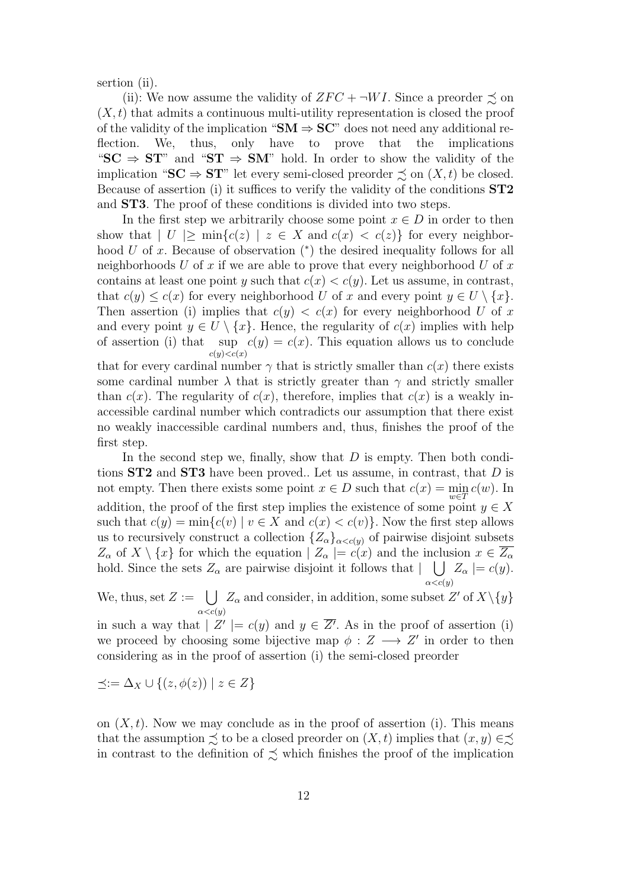sertion (ii).

(ii): We now assume the validity of $ZFC + \neg WI$. Since a preorder $\precsim$ on $(X, t)$ that admits a continuous multi-utility representation is closed the proof of the validity of the implication "**SM** $\Rightarrow$ **SC**" does not need any additional reflection. We, thus, only have to prove that the implications "**SC** $\Rightarrow$ **ST**" and "**ST** $\Rightarrow$ **SM**" hold. In order to show the validity of the implication "**SC** $\Rightarrow$ **ST**" let every semi-closed preorder $\precsim$ on $(X, t)$ be closed. Because of assertion (i) it suffices to verify the validity of the conditions **ST2** and **ST3**. The proof of these conditions is divided into two steps.

In the first step we arbitrarily choose some point $x \in D$ in order to then show that $| U | \geq \min\{c(z) \mid z \in X \text{ and } c(x) < c(z)\}$ for every neighborhood $U$ of $x$. Because of observation $(^*)$ the desired inequality follows for all neighborhoods $U$ of $x$ if we are able to prove that every neighborhood $U$ of $x$ contains at least one point $y$ such that $c(x) < c(y)$. Let us assume, in contrast, that $c(y) \leq c(x)$ for every neighborhood $U$ of $x$ and every point $y \in U \setminus \{x\}$. Then assertion (i) implies that $c(y) < c(x)$ for every neighborhood $U$ of $x$ and every point $y \in U \setminus \{x\}$. Hence, the regularity of $c(x)$ implies with help of assertion (i) that $\sup\limits_{c(y)<c(x)} c(y) = c(x)$. This equation allows us to conclude that for every cardinal number $\gamma$ that is strictly smaller than $c(x)$ there exists some cardinal number $\lambda$ that is strictly greater than $\gamma$ and strictly smaller than $c(x)$. The regularity of $c(x)$, therefore, implies that $c(x)$ is a weakly inaccessible cardinal number which contradicts our assumption that there exist no weakly inaccessible cardinal numbers and, thus, finishes the proof of the first step.

In the second step we, finally, show that $D$ is empty. Then both conditions **ST2** and **ST3** have been proved.. Let us assume, in contrast, that $D$ is not empty. Then there exists some point $x \in D$ such that $c(x) = \min\limits_{w \in T} c(w)$. In addition, the proof of the first step implies the existence of some point $y \in X$ such that $c(y) = \min\{c(v) \mid v \in X \text{ and } c(x) < c(v)\}$. Now the first step allows us to recursively construct a collection $\{Z_\alpha\}_{\alpha < c(y)}$ of pairwise disjoint subsets $Z_\alpha$ of $X \setminus \{x\}$ for which the equation $| Z_\alpha | = c(x)$ and the inclusion $x \in \overline{Z_\alpha}$ hold. Since the sets $Z_\alpha$ are pairwise disjoint it follows that $| \bigcup\limits_{\alpha < c(y)} Z_\alpha | = c(y)$. We, thus, set $Z := \bigcup\limits_{\alpha < c(y)} Z_\alpha$ and consider, in addition, some subset $Z'$ of $X \setminus \{y\}$ in such a way that $| Z' | = c(y)$ and $y \in \overline{Z'}$. As in the proof of assertion (i) we proceed by choosing some bijective map $\phi : Z \longrightarrow Z'$ in order to then considering as in the proof of assertion (i) the semi-closed preorder

$$\preceq := \Delta_X \cup \{(z, \phi(z)) \mid z \in Z\}$$

on $(X, t)$. Now we may conclude as in the proof of assertion (i). This means that the assumption $\precsim$ to be a closed preorder on $(X, t)$ implies that $(x, y) \in \precsim$ in contrast to the definition of $\precsim$ which finishes the proof of the implication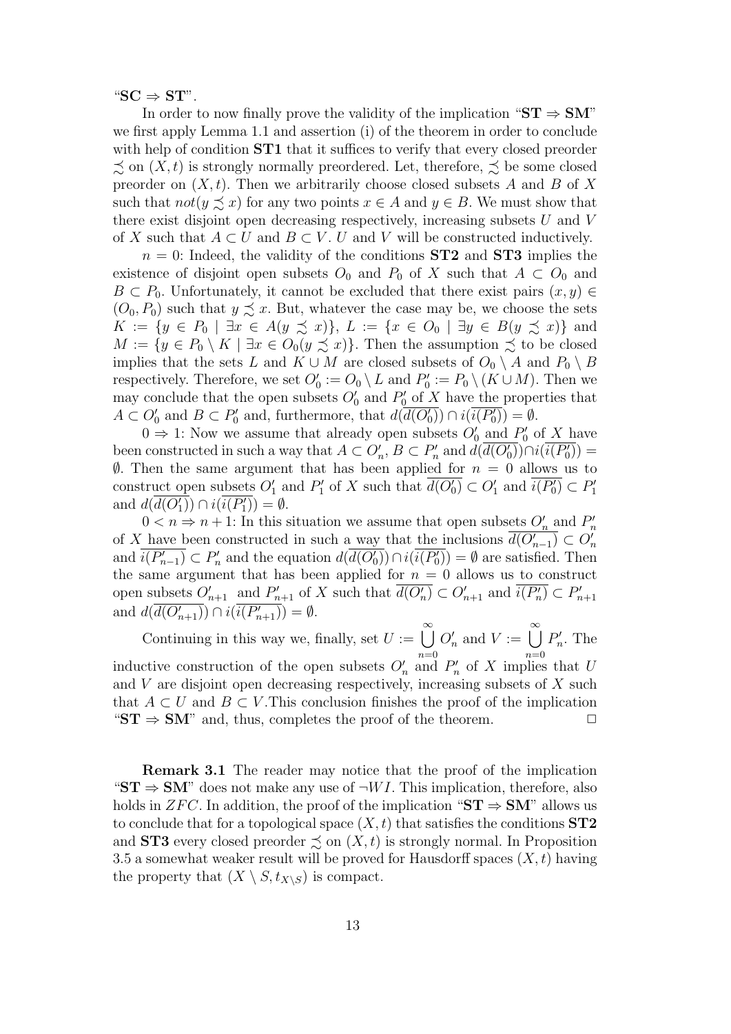"**SC** $\Rightarrow$ **ST**".

In order to now finally prove the validity of the implication "**ST** $\Rightarrow$ **SM**" we first apply Lemma 1.1 and assertion (i) of the theorem in order to conclude with help of condition **ST1** that it suffices to verify that every closed preorder $\precsim$ on $(X,t)$ is strongly normally preordered. Let, therefore, $\precsim$ be some closed preorder on $(X,t)$. Then we arbitrarily choose closed subsets $A$ and $B$ of $X$ such that $not(y \precsim x)$ for any two points $x \in A$ and $y \in B$. We must show that there exist disjoint open decreasing respectively, increasing subsets $U$ and $V$ of $X$ such that $A \subset U$ and $B \subset V$. $U$ and $V$ will be constructed inductively.

$n = 0$: Indeed, the validity of the conditions **ST2** and **ST3** implies the existence of disjoint open subsets $O_0$ and $P_0$ of $X$ such that $A \subset O_0$ and $B \subset P_0$. Unfortunately, it cannot be excluded that there exist pairs $(x, y) \in (O_0, P_0)$ such that $y \precsim x$. But, whatever the case may be, we choose the sets $K := \{y \in P_0 \mid \exists x \in A(y \precsim x)\}$, $L := \{x \in O_0 \mid \exists y \in B(y \precsim x)\}$ and $M := \{y \in P_0 \setminus K \mid \exists x \in O_0(y \precsim x)\}$. Then the assumption $\precsim$ to be closed implies that the sets $L$ and $K \cup M$ are closed subsets of $O_0 \setminus A$ and $P_0 \setminus B$ respectively. Therefore, we set $O'_0 := O_0 \setminus L$ and $P'_0 := P_0 \setminus (K \cup M)$. Then we may conclude that the open subsets $O'_0$ and $P'_0$ of $X$ have the properties that $A \subset O'_0$ and $B \subset P'_0$ and, furthermore, that $d(\overline{d(\overline{O'_0})}) \cap i(\overline{i(\overline{P'_0})}) = \emptyset$.

$0 \Rightarrow 1$: Now we assume that already open subsets $O'_0$ and $P'_0$ of $X$ have been constructed in such a way that $A \subset O'_n$, $B \subset P'_n$ and $d(\overline{d(\overline{O'_0})}) \cap i(\overline{i(\overline{P'_0})}) = \emptyset$. Then the same argument that has been applied for $n = 0$ allows us to construct open subsets $O'_1$ and $P'_1$ of $X$ such that $\overline{d(O'_0)} \subset O'_1$ and $\overline{i(P'_0)} \subset P'_1$ and $d(\overline{d(\overline{O'_1})}) \cap i(\overline{i(\overline{P'_1})}) = \emptyset$.

$0 < n \Rightarrow n+1$: In this situation we assume that open subsets $O'_n$ and $P'_n$ of $X$ have been constructed in such a way that the inclusions $\overline{d(O'_{n-1})} \subset O'_n$ and $\overline{i(P'_{n-1})} \subset P'_n$ and the equation $d(\overline{d(\overline{O'_0})}) \cap i(\overline{i(\overline{P'_0})}) = \emptyset$ are satisfied. Then the same argument that has been applied for $n = 0$ allows us to construct open subsets $O'_{n+1}$ and $P'_{n+1}$ of $X$ such that $\overline{d(O'_n)} \subset O'_{n+1}$ and $\overline{i(P'_n)} \subset P'_{n+1}$ and $d(\overline{d(\overline{O'_{n+1}})}) \cap i(\overline{i(\overline{P'_{n+1}})}) = \emptyset$.

Continuing in this way we, finally, set $U := \bigcup_{n=0}^{\infty} O'_n$ and $V := \bigcup_{n=0}^{\infty} P'_n$. The inductive construction of the open subsets $O'_n$ and $P'_n$ of $X$ implies that $U$ and $V$ are disjoint open decreasing respectively, increasing subsets of $X$ such that $A \subset U$ and $B \subset V$.This conclusion finishes the proof of the implication "**ST** $\Rightarrow$ **SM**" and, thus, completes the proof of the theorem. $\square$

**Remark 3.1** The reader may notice that the proof of the implication "**ST** $\Rightarrow$ **SM**" does not make any use of $\neg WI$. This implication, therefore, also holds in $ZFC$. In addition, the proof of the implication "**ST** $\Rightarrow$ **SM**" allows us to conclude that for a topological space $(X,t)$ that satisfies the conditions **ST2** and **ST3** every closed preorder $\precsim$ on $(X,t)$ is strongly normal. In Proposition 3.5 a somewhat weaker result will be proved for Hausdorff spaces $(X,t)$ having the property that $(X \setminus S, t_{X \setminus S})$ is compact.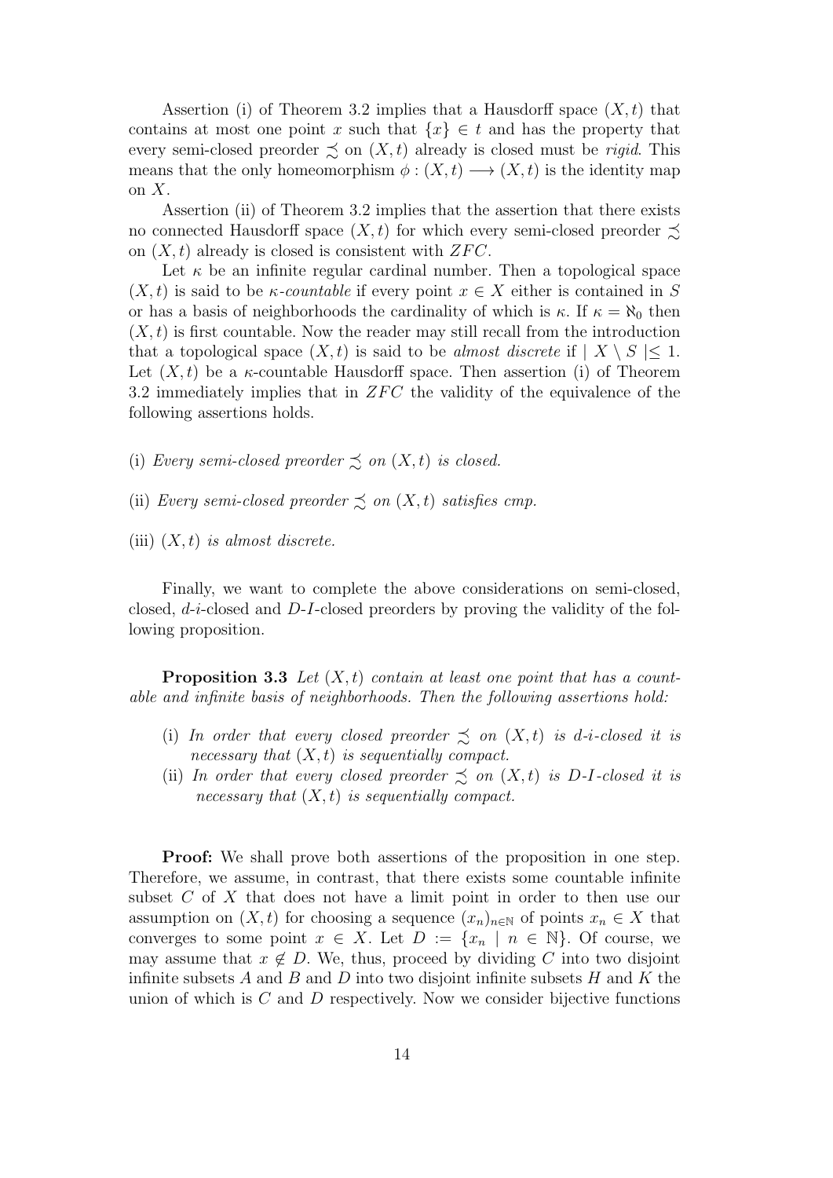Assertion (i) of Theorem 3.2 implies that a Hausdorff space $(X, t)$ that contains at most one point $x$ such that $\{x\} \in t$ and has the property that every semi-closed preorder $\precsim$ on $(X, t)$ already is closed must be *rigid*. This means that the only homeomorphism $\phi : (X, t) \longrightarrow (X, t)$ is the identity map on $X$.

Assertion (ii) of Theorem 3.2 implies that the assertion that there exists no connected Hausdorff space $(X, t)$ for which every semi-closed preorder $\precsim$ on $(X, t)$ already is closed is consistent with $ZFC$.

Let $\kappa$ be an infinite regular cardinal number. Then a topological space $(X, t)$ is said to be *$\kappa$-countable* if every point $x \in X$ either is contained in $S$ or has a basis of neighborhoods the cardinality of which is $\kappa$. If $\kappa = \aleph_0$ then $(X, t)$ is first countable. Now the reader may still recall from the introduction that a topological space $(X, t)$ is said to be *almost discrete* if $| X \setminus S | \leq 1$. Let $(X, t)$ be a $\kappa$-countable Hausdorff space. Then assertion (i) of Theorem 3.2 immediately implies that in $ZFC$ the validity of the equivalence of the following assertions holds.

(i) *Every semi-closed preorder $\precsim$ on $(X, t)$ is closed.*

(ii) *Every semi-closed preorder $\precsim$ on $(X, t)$ satisfies cmp.*

(iii) *$(X, t)$ is almost discrete.*

Finally, we want to complete the above considerations on semi-closed, closed, *d-i*-closed and *D-I*-closed preorders by proving the validity of the following proposition.

**Proposition 3.3** *Let $(X, t)$ contain at least one point that has a countable and infinite basis of neighborhoods. Then the following assertions hold:*

(i) *In order that every closed preorder $\precsim$ on $(X, t)$ is d-i-closed it is necessary that $(X, t)$ is sequentially compact.*

(ii) *In order that every closed preorder $\precsim$ on $(X, t)$ is D-I-closed it is necessary that $(X, t)$ is sequentially compact.*

**Proof:** We shall prove both assertions of the proposition in one step. Therefore, we assume, in contrast, that there exists some countable infinite subset $C$ of $X$ that does not have a limit point in order to then use our assumption on $(X, t)$ for choosing a sequence $(x_n)_{n \in \mathbb{N}}$ of points $x_n \in X$ that converges to some point $x \in X$. Let $D := \{x_n \mid n \in \mathbb{N}\}$. Of course, we may assume that $x \notin D$. We, thus, proceed by dividing $C$ into two disjoint infinite subsets $A$ and $B$ and $D$ into two disjoint infinite subsets $H$ and $K$ the union of which is $C$ and $D$ respectively. Now we consider bijective functions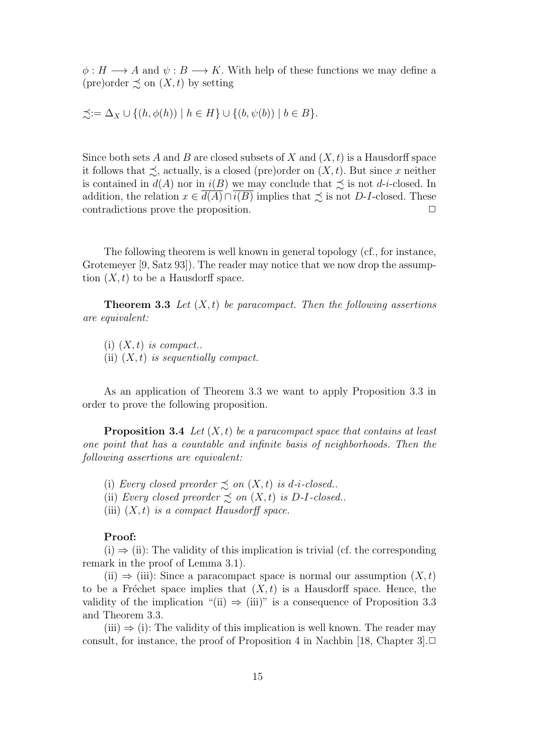$\phi : H \longrightarrow A$ and $\psi : B \longrightarrow K$. With help of these functions we may define a (pre)order $\precsim$ on $(X, t)$ by setting

$$\precsim := \Delta_X \cup \{(h, \phi(h)) \mid h \in H\} \cup \{(b, \psi(b)) \mid b \in B\}.$$

Since both sets $A$ and $B$ are closed subsets of $X$ and $(X, t)$ is a Hausdorff space it follows that $\precsim$, actually, is a closed (pre)order on $(X, t)$. But since $x$ neither is contained in $d(A)$ nor in $i(B)$ we may conclude that $\precsim$ is not $d$-$i$-closed. In addition, the relation $x \in \overline{d(A)} \cap \overline{i(B)}$ implies that $\precsim$ is not $D$-$I$-closed. These contradictions prove the proposition. □

The following theorem is well known in general topology (cf., for instance, Grotemeyer [9, Satz 93]). The reader may notice that we now drop the assumption $(X, t)$ to be a Hausdorff space.

**Theorem 3.3** *Let $(X, t)$ be paracompact. Then the following assertions are equivalent:*

(i) *$(X, t)$ is compact..*
(ii) *$(X, t)$ is sequentially compact.*

As an application of Theorem 3.3 we want to apply Proposition 3.3 in order to prove the following proposition.

**Proposition 3.4** *Let $(X, t)$ be a paracompact space that contains at least one point that has a countable and infinite basis of neighborhoods. Then the following assertions are equivalent:*

(i) *Every closed preorder $\precsim$ on $(X, t)$ is $d$-$i$-closed..*
(ii) *Every closed preorder $\precsim$ on $(X, t)$ is $D$-$I$-closed..*
(iii) *$(X, t)$ is a compact Hausdorff space.*

**Proof:**

(i) $\Rightarrow$ (ii): The validity of this implication is trivial (cf. the corresponding remark in the proof of Lemma 3.1).

(ii) $\Rightarrow$ (iii): Since a paracompact space is normal our assumption $(X, t)$ to be a Fréchet space implies that $(X, t)$ is a Hausdorff space. Hence, the validity of the implication "(ii) $\Rightarrow$ (iii)" is a consequence of Proposition 3.3 and Theorem 3.3.

(iii) $\Rightarrow$ (i): The validity of this implication is well known. The reader may consult, for instance, the proof of Proposition 4 in Nachbin [18, Chapter 3]. □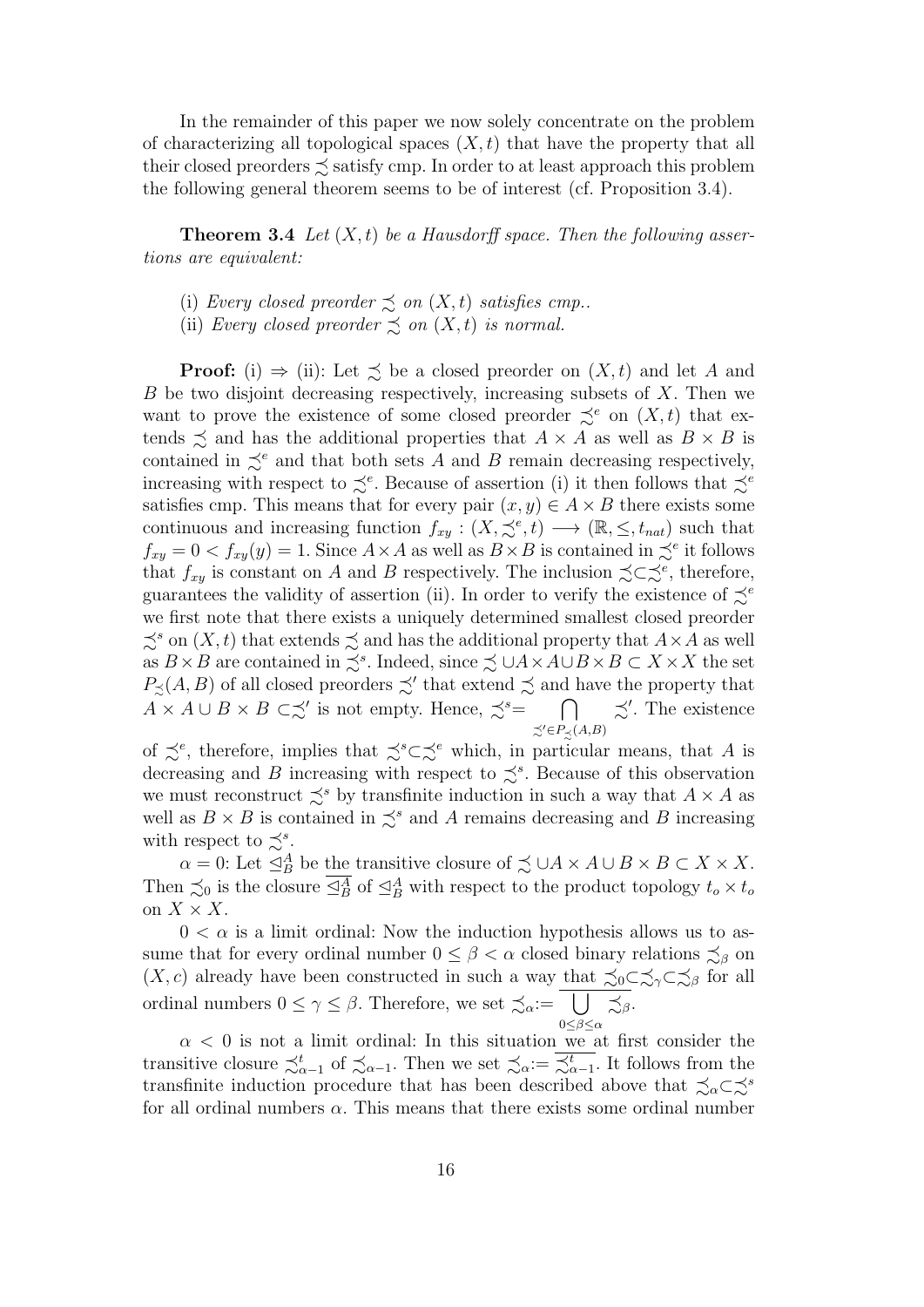In the remainder of this paper we now solely concentrate on the problem of characterizing all topological spaces $(X, t)$ that have the property that all their closed preorders $\precsim$ satisfy cmp. In order to at least approach this problem the following general theorem seems to be of interest (cf. Proposition 3.4).

**Theorem 3.4** *Let $(X, t)$ be a Hausdorff space. Then the following assertions are equivalent:*

(i) *Every closed preorder $\precsim$ on $(X, t)$ satisfies cmp..*

(ii) *Every closed preorder $\precsim$ on $(X, t)$ is normal.*

**Proof:** (i) $\Rightarrow$ (ii): Let $\precsim$ be a closed preorder on $(X, t)$ and let $A$ and $B$ be two disjoint decreasing respectively, increasing subsets of $X$. Then we want to prove the existence of some closed preorder $\precsim^e$ on $(X, t)$ that extends $\precsim$ and has the additional properties that $A \times A$ as well as $B \times B$ is contained in $\precsim^e$ and that both sets $A$ and $B$ remain decreasing respectively, increasing with respect to $\precsim^e$. Because of assertion (i) it then follows that $\precsim^e$ satisfies cmp. This means that for every pair $(x, y) \in A \times B$ there exists some continuous and increasing function $f_{xy} : (X, \precsim^e, t) \longrightarrow (\mathbb{R}, \leq, t_{nat})$ such that $f_{xy} = 0 < f_{xy}(y) = 1$. Since $A \times A$ as well as $B \times B$ is contained in $\precsim^e$ it follows that $f_{xy}$ is constant on $A$ and $B$ respectively. The inclusion $\precsim \subset \precsim^e$, therefore, guarantees the validity of assertion (ii). In order to verify the existence of $\precsim^e$ we first note that there exists a uniquely determined smallest closed preorder $\precsim^s$ on $(X, t)$ that extends $\precsim$ and has the additional property that $A \times A$ as well as $B \times B$ are contained in $\precsim^s$. Indeed, since $\precsim \cup A \times A \cup B \times B \subset X \times X$ the set $P_{\precsim}(A, B)$ of all closed preorders $\precsim'$ that extend $\precsim$ and have the property that $A \times A \cup B \times B \subset \precsim'$ is not empty. Hence, $\precsim^s = \bigcap_{\precsim' \in P_{\precsim}(A,B)} \precsim'$. The existence of $\precsim^e$, therefore, implies that $\precsim^s \subset \precsim^e$ which, in particular means, that $A$ is decreasing and $B$ increasing with respect to $\precsim^s$. Because of this observation we must reconstruct $\precsim^s$ by transfinite induction in such a way that $A \times A$ as well as $B \times B$ is contained in $\precsim^s$ and $A$ remains decreasing and $B$ increasing with respect to $\precsim^s$.

$\alpha = 0$: Let $\trianglelefteq^A_B$ be the transitive closure of $\precsim \cup A \times A \cup B \times B \subset X \times X$. Then $\precsim_0$ is the closure $\overline{\trianglelefteq^A_B}$ of $\trianglelefteq^A_B$ with respect to the product topology $t_o \times t_o$ on $X \times X$.

$0 < \alpha$ is a limit ordinal: Now the induction hypothesis allows us to assume that for every ordinal number $0 \leq \beta < \alpha$ closed binary relations $\precsim_\beta$ on $(X, c)$ already have been constructed in such a way that $\precsim_0 \subset \precsim_\gamma \subset \precsim_\beta$ for all ordinal numbers $0 \leq \gamma \leq \beta$. Therefore, we set $\precsim_\alpha := \overline{\bigcup_{0 \leq \beta \leq \alpha} \precsim_\beta}$.

$\alpha < 0$ is not a limit ordinal: In this situation we at first consider the transitive closure $\precsim^t_{\alpha-1}$ of $\precsim_{\alpha-1}$. Then we set $\precsim_\alpha := \overline{\precsim^t_{\alpha-1}}$. It follows from the transfinite induction procedure that has been described above that $\precsim_\alpha \subset \precsim^s$ for all ordinal numbers $\alpha$. This means that there exists some ordinal number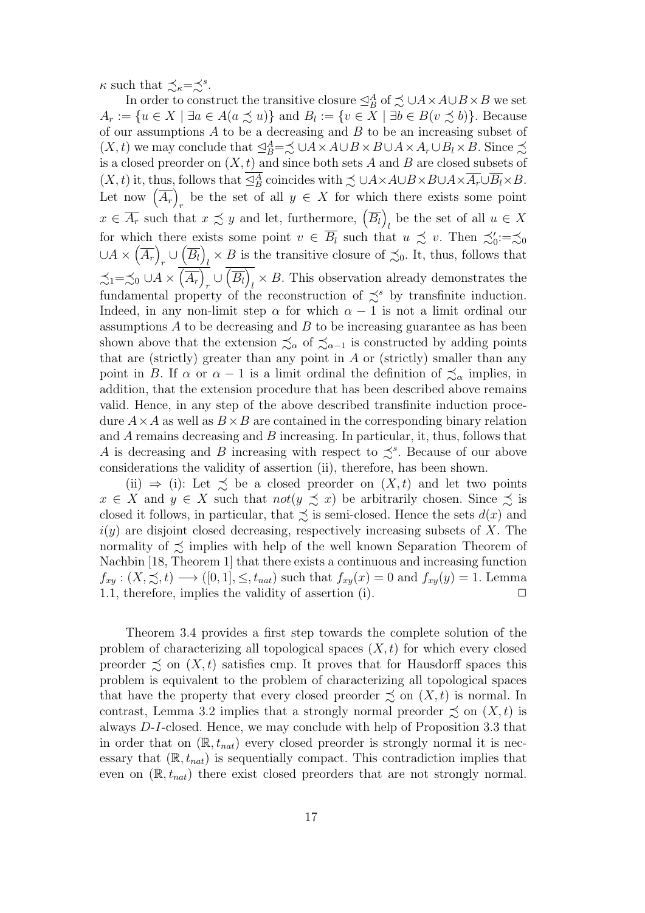$\kappa$ such that $\precsim_\kappa = \precsim^s$.

In order to construct the transitive closure $\trianglelefteq_B^A$ of $\precsim \cup A \times A \cup B \times B$ we set $A_r := \{u \in X \mid \exists a \in A (a \precsim u)\}$ and $B_l := \{v \in X \mid \exists b \in B (v \precsim b)\}$. Because of our assumptions $A$ to be a decreasing and $B$ to be an increasing subset of $(X, t)$ we may conclude that $\trianglelefteq_B^A = \precsim \cup A \times A \cup B \times B \cup A \times A_r \cup B_l \times B$. Since $\precsim$ is a closed preorder on $(X, t)$ and since both sets $A$ and $B$ are closed subsets of $(X, t)$ it, thus, follows that $\overline{\trianglelefteq_B^A}$ coincides with $\precsim \cup A \times A \cup B \times B \cup A \times \overline{A_r} \cup \overline{B_l} \times B$. Let now $\left(\overline{A_r}\right)_r$ be the set of all $y \in X$ for which there exists some point $x \in \overline{A_r}$ such that $x \precsim y$ and let, furthermore, $\left(\overline{B_l}\right)_l$ be the set of all $u \in X$ for which there exists some point $v \in \overline{B_l}$ such that $u \precsim v$. Then $\precsim_0' := \precsim_0 \cup A \times \left(\overline{A_r}\right)_r \cup \left(\overline{B_l}\right)_l \times B$ is the transitive closure of $\precsim_0$. It, thus, follows that $\precsim_1 = \precsim_0 \cup A \times \overline{\left(\overline{A_r}\right)_r} \cup \overline{\left(\overline{B_l}\right)_l} \times B$. This observation already demonstrates the fundamental property of the reconstruction of $\precsim^s$ by transfinite induction. Indeed, in any non-limit step $\alpha$ for which $\alpha - 1$ is not a limit ordinal our assumptions $A$ to be decreasing and $B$ to be increasing guarantee as has been shown above that the extension $\precsim_\alpha$ of $\precsim_{\alpha-1}$ is constructed by adding points that are (strictly) greater than any point in $A$ or (strictly) smaller than any point in $B$. If $\alpha$ or $\alpha - 1$ is a limit ordinal the definition of $\precsim_\alpha$ implies, in addition, that the extension procedure that has been described above remains valid. Hence, in any step of the above described transfinite induction procedure $A \times A$ as well as $B \times B$ are contained in the corresponding binary relation and $A$ remains decreasing and $B$ increasing. In particular, it, thus, follows that $A$ is decreasing and $B$ increasing with respect to $\precsim^s$. Because of our above considerations the validity of assertion (ii), therefore, has been shown.

(ii) $\Rightarrow$ (i): Let $\precsim$ be a closed preorder on $(X, t)$ and let two points $x \in X$ and $y \in X$ such that $not(y \precsim x)$ be arbitrarily chosen. Since $\precsim$ is closed it follows, in particular, that $\precsim$ is semi-closed. Hence the sets $d(x)$ and $i(y)$ are disjoint closed decreasing, respectively increasing subsets of $X$. The normality of $\precsim$ implies with help of the well known Separation Theorem of Nachbin [18, Theorem 1] that there exists a continuous and increasing function $f_{xy} : (X, \precsim, t) \longrightarrow ([0, 1], \leq, t_{nat})$ such that $f_{xy}(x) = 0$ and $f_{xy}(y) = 1$. Lemma 1.1, therefore, implies the validity of assertion (i). $\Box$

Theorem 3.4 provides a first step towards the complete solution of the problem of characterizing all topological spaces $(X, t)$ for which every closed preorder $\precsim$ on $(X, t)$ satisfies cmp. It proves that for Hausdorff spaces this problem is equivalent to the problem of characterizing all topological spaces that have the property that every closed preorder $\precsim$ on $(X, t)$ is normal. In contrast, Lemma 3.2 implies that a strongly normal preorder $\precsim$ on $(X, t)$ is always $D$-$I$-closed. Hence, we may conclude with help of Proposition 3.3 that in order that on $(\mathbb{R}, t_{nat})$ every closed preorder is strongly normal it is necessary that $(\mathbb{R}, t_{nat})$ is sequentially compact. This contradiction implies that even on $(\mathbb{R}, t_{nat})$ there exist closed preorders that are not strongly normal.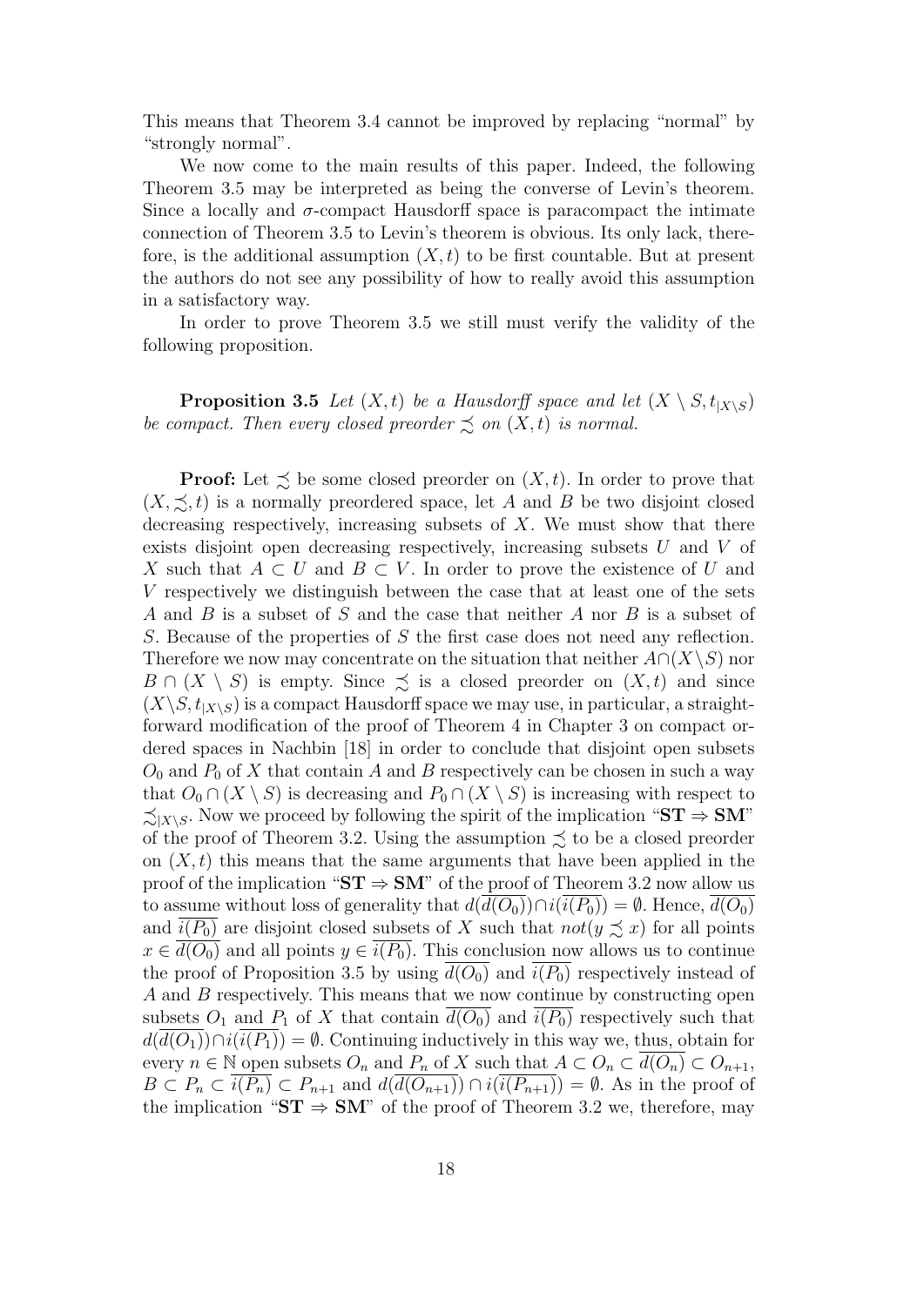This means that Theorem 3.4 cannot be improved by replacing "normal" by "strongly normal".

We now come to the main results of this paper. Indeed, the following Theorem 3.5 may be interpreted as being the converse of Levin's theorem. Since a locally and $\sigma$-compact Hausdorff space is paracompact the intimate connection of Theorem 3.5 to Levin's theorem is obvious. Its only lack, therefore, is the additional assumption $(X, t)$ to be first countable. But at present the authors do not see any possibility of how to really avoid this assumption in a satisfactory way.

In order to prove Theorem 3.5 we still must verify the validity of the following proposition.

**Proposition 3.5** *Let $(X, t)$ be a Hausdorff space and let $(X \setminus S, t_{|X \setminus S})$ be compact. Then every closed preorder $\precsim$ on $(X, t)$ is normal.*

**Proof:** Let $\precsim$ be some closed preorder on $(X, t)$. In order to prove that $(X, \precsim, t)$ is a normally preordered space, let $A$ and $B$ be two disjoint closed decreasing respectively, increasing subsets of $X$. We must show that there exists disjoint open decreasing respectively, increasing subsets $U$ and $V$ of $X$ such that $A \subset U$ and $B \subset V$. In order to prove the existence of $U$ and $V$ respectively we distinguish between the case that at least one of the sets $A$ and $B$ is a subset of $S$ and the case that neither $A$ nor $B$ is a subset of $S$. Because of the properties of $S$ the first case does not need any reflection. Therefore we now may concentrate on the situation that neither $A \cap (X \setminus S)$ nor $B \cap (X \setminus S)$ is empty. Since $\precsim$ is a closed preorder on $(X, t)$ and since $(X \setminus S, t_{|X \setminus S})$ is a compact Hausdorff space we may use, in particular, a straightforward modification of the proof of Theorem 4 in Chapter 3 on compact ordered spaces in Nachbin [18] in order to conclude that disjoint open subsets $O_0$ and $P_0$ of $X$ that contain $A$ and $B$ respectively can be chosen in such a way that $O_0 \cap (X \setminus S)$ is decreasing and $P_0 \cap (X \setminus S)$ is increasing with respect to $\precsim_{|X \setminus S}$. Now we proceed by following the spirit of the implication "**ST** $\Rightarrow$ **SM**" of the proof of Theorem 3.2. Using the assumption $\precsim$ to be a closed preorder on $(X, t)$ this means that the same arguments that have been applied in the proof of the implication "**ST** $\Rightarrow$ **SM**" of the proof of Theorem 3.2 now allow us to assume without loss of generality that $d(\overline{d(O_0)}) \cap i(\overline{i(P_0)}) = \emptyset$. Hence, $\overline{d(O_0)}$ and $\overline{i(P_0)}$ are disjoint closed subsets of $X$ such that $not(y \precsim x)$ for all points $x \in \overline{d(O_0)}$ and all points $y \in \overline{i(P_0)}$. This conclusion now allows us to continue the proof of Proposition 3.5 by using $\overline{d(O_0)}$ and $\overline{i(P_0)}$ respectively instead of $A$ and $B$ respectively. This means that we now continue by constructing open subsets $O_1$ and $P_1$ of $X$ that contain $\overline{d(O_0)}$ and $\overline{i(P_0)}$ respectively such that $d(\overline{d(O_1)}) \cap i(\overline{i(P_1)}) = \emptyset$. Continuing inductively in this way we, thus, obtain for every $n \in \mathbb{N}$ open subsets $O_n$ and $P_n$ of $X$ such that $A \subset O_n \subset \overline{d(O_n)} \subset O_{n+1}$, $B \subset P_n \subset \overline{i(P_n)} \subset P_{n+1}$ and $d(\overline{d(O_{n+1})}) \cap i(\overline{i(P_{n+1})}) = \emptyset$. As in the proof of the implication "**ST** $\Rightarrow$ **SM**" of the proof of Theorem 3.2 we, therefore, may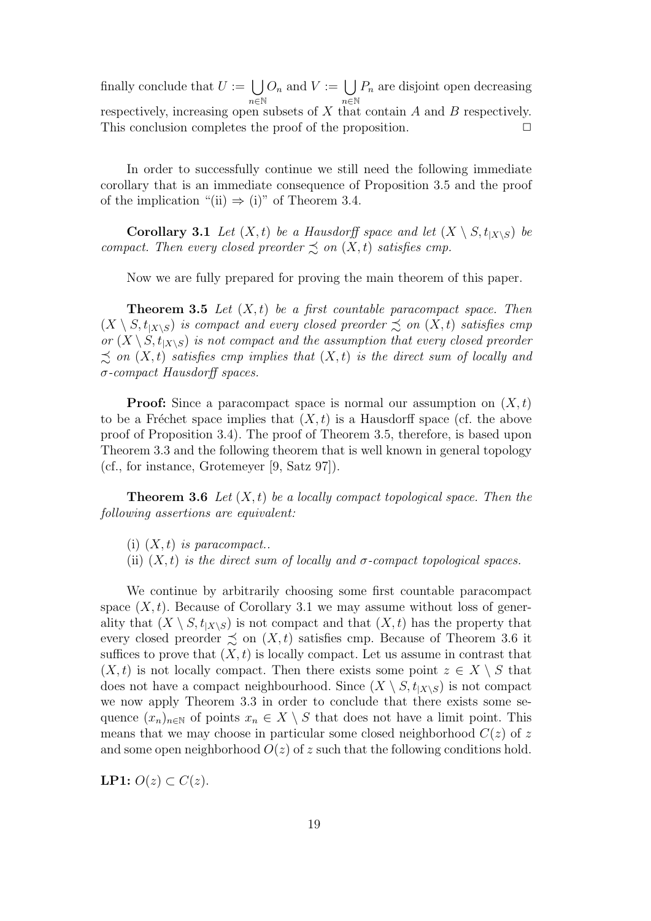finally conclude that $U := \bigcup_{n \in \mathbb{N}} O_n$ and $V := \bigcup_{n \in \mathbb{N}} P_n$ are disjoint open decreasing respectively, increasing open subsets of $X$ that contain $A$ and $B$ respectively. This conclusion completes the proof of the proposition. $\square$

In order to successfully continue we still need the following immediate corollary that is an immediate consequence of Proposition 3.5 and the proof of the implication "(ii) $\Rightarrow$ (i)" of Theorem 3.4.

**Corollary 3.1** *Let $(X, t)$ be a Hausdorff space and let $(X \setminus S, t_{|X \setminus S})$ be compact. Then every closed preorder $\precsim$ on $(X, t)$ satisfies cmp.*

Now we are fully prepared for proving the main theorem of this paper.

**Theorem 3.5** *Let $(X, t)$ be a first countable paracompact space. Then $(X \setminus S, t_{|X \setminus S})$ is compact and every closed preorder $\precsim$ on $(X, t)$ satisfies cmp or $(X \setminus S, t_{|X \setminus S})$ is not compact and the assumption that every closed preorder $\precsim$ on $(X, t)$ satisfies cmp implies that $(X, t)$ is the direct sum of locally and $\sigma$-compact Hausdorff spaces.*

**Proof:** Since a paracompact space is normal our assumption on $(X, t)$ to be a Fréchet space implies that $(X, t)$ is a Hausdorff space (cf. the above proof of Proposition 3.4). The proof of Theorem 3.5, therefore, is based upon Theorem 3.3 and the following theorem that is well known in general topology (cf., for instance, Grotemeyer [9, Satz 97]).

**Theorem 3.6** *Let $(X, t)$ be a locally compact topological space. Then the following assertions are equivalent:*

(i) *$(X, t)$ is paracompact..*

(ii) *$(X, t)$ is the direct sum of locally and $\sigma$-compact topological spaces.*

We continue by arbitrarily choosing some first countable paracompact space $(X, t)$. Because of Corollary 3.1 we may assume without loss of generality that $(X \setminus S, t_{|X \setminus S})$ is not compact and that $(X, t)$ has the property that every closed preorder $\precsim$ on $(X, t)$ satisfies cmp. Because of Theorem 3.6 it suffices to prove that $(X, t)$ is locally compact. Let us assume in contrast that $(X, t)$ is not locally compact. Then there exists some point $z \in X \setminus S$ that does not have a compact neighbourhood. Since $(X \setminus S, t_{|X \setminus S})$ is not compact we now apply Theorem 3.3 in order to conclude that there exists some sequence $(x_n)_{n \in \mathbb{N}}$ of points $x_n \in X \setminus S$ that does not have a limit point. This means that we may choose in particular some closed neighborhood $C(z)$ of $z$ and some open neighborhood $O(z)$ of $z$ such that the following conditions hold.

**LP1:** $O(z) \subset C(z)$.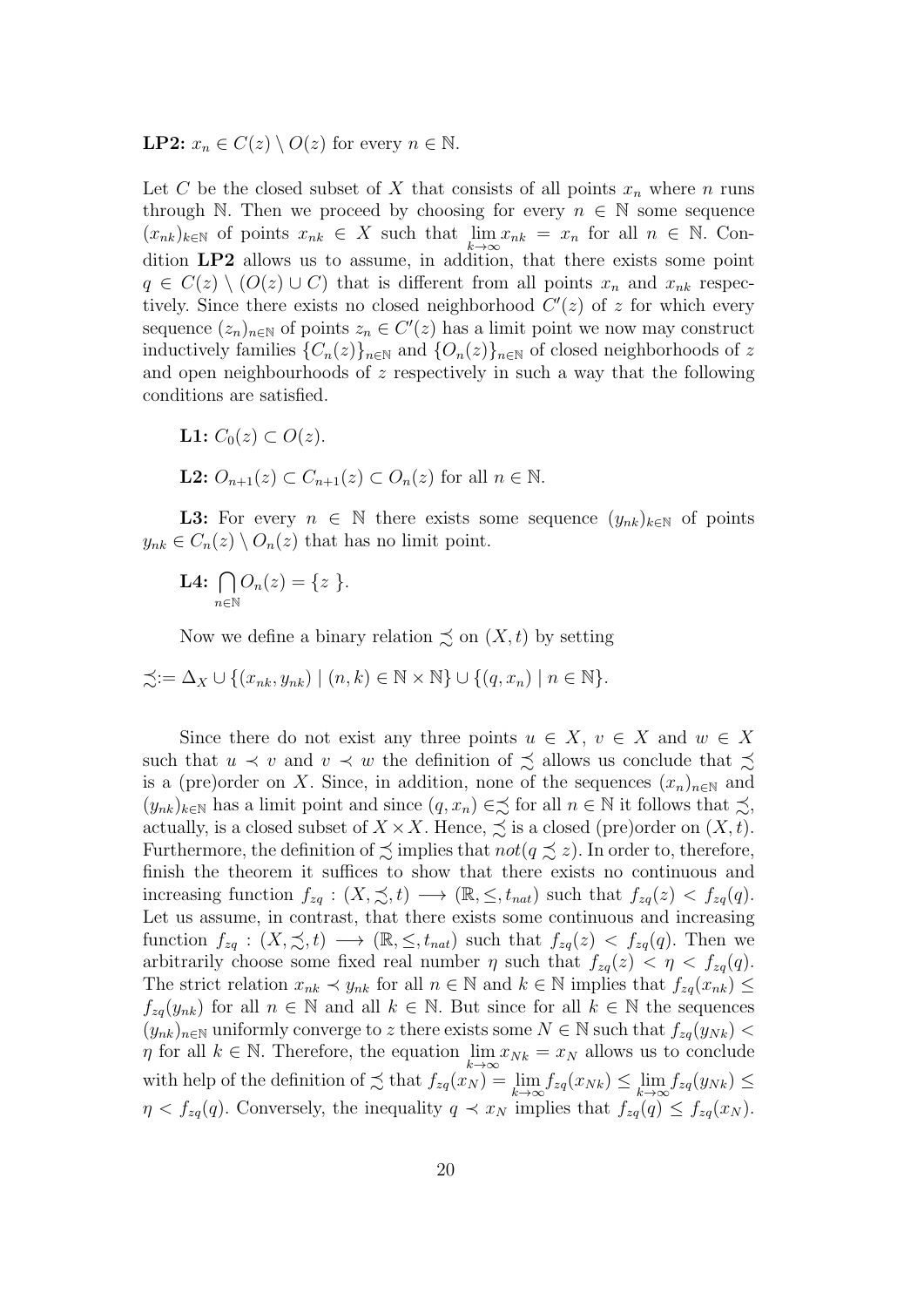**LP2:** $x_n \in C(z) \setminus O(z)$ for every $n \in \mathbb{N}$.

Let $C$ be the closed subset of $X$ that consists of all points $x_n$ where $n$ runs through $\mathbb{N}$. Then we proceed by choosing for every $n \in \mathbb{N}$ some sequence $(x_{nk})_{k\in\mathbb{N}}$ of points $x_{nk} \in X$ such that $\lim\limits_{k\to\infty} x_{nk} = x_n$ for all $n \in \mathbb{N}$. Condition **LP2** allows us to assume, in addition, that there exists some point $q \in C(z) \setminus (O(z) \cup C)$ that is different from all points $x_n$ and $x_{nk}$ respectively. Since there exists no closed neighborhood $C'(z)$ of $z$ for which every sequence $(z_n)_{n\in\mathbb{N}}$ of points $z_n \in C'(z)$ has a limit point we now may construct inductively families $\{C_n(z)\}_{n\in\mathbb{N}}$ and $\{O_n(z)\}_{n\in\mathbb{N}}$ of closed neighborhoods of $z$ and open neighbourhoods of $z$ respectively in such a way that the following conditions are satisfied.

**L1:** $C_0(z) \subset O(z)$.

**L2:** $O_{n+1}(z) \subset C_{n+1}(z) \subset O_n(z)$ for all $n \in \mathbb{N}$.

**L3:** For every $n \in \mathbb{N}$ there exists some sequence $(y_{nk})_{k\in\mathbb{N}}$ of points $y_{nk} \in C_n(z) \setminus O_n(z)$ that has no limit point.

**L4:** $\bigcap\limits_{n\in\mathbb{N}} O_n(z) = \{ z \}$.

Now we define a binary relation $\precsim$ on $(X, t)$ by setting

$$\precsim := \Delta_X \cup \{(x_{nk}, y_{nk}) \mid (n, k) \in \mathbb{N} \times \mathbb{N}\} \cup \{(q, x_n) \mid n \in \mathbb{N}\}.$$

Since there do not exist any three points $u \in X$, $v \in X$ and $w \in X$ such that $u \prec v$ and $v \prec w$ the definition of $\precsim$ allows us conclude that $\precsim$ is a (pre)order on $X$. Since, in addition, none of the sequences $(x_n)_{n\in\mathbb{N}}$ and $(y_{nk})_{k\in\mathbb{N}}$ has a limit point and since $(q, x_n) \in \precsim$ for all $n \in \mathbb{N}$ it follows that $\precsim$, actually, is a closed subset of $X \times X$. Hence, $\precsim$ is a closed (pre)order on $(X, t)$. Furthermore, the definition of $\precsim$ implies that $not(q \precsim z)$. In order to, therefore, finish the theorem it suffices to show that there exists no continuous and increasing function $f_{zq} : (X, \precsim, t) \longrightarrow (\mathbb{R}, \leq, t_{nat})$ such that $f_{zq}(z) < f_{zq}(q)$. Let us assume, in contrast, that there exists some continuous and increasing function $f_{zq} : (X, \precsim, t) \longrightarrow (\mathbb{R}, \leq, t_{nat})$ such that $f_{zq}(z) < f_{zq}(q)$. Then we arbitrarily choose some fixed real number $\eta$ such that $f_{zq}(z) < \eta < f_{zq}(q)$. The strict relation $x_{nk} \prec y_{nk}$ for all $n \in \mathbb{N}$ and $k \in \mathbb{N}$ implies that $f_{zq}(x_{nk}) \leq f_{zq}(y_{nk})$ for all $n \in \mathbb{N}$ and all $k \in \mathbb{N}$. But since for all $k \in \mathbb{N}$ the sequences $(y_{nk})_{n\in\mathbb{N}}$ uniformly converge to $z$ there exists some $N \in \mathbb{N}$ such that $f_{zq}(y_{Nk}) < \eta$ for all $k \in \mathbb{N}$. Therefore, the equation $\lim\limits_{k\to\infty} x_{Nk} = x_N$ allows us to conclude with help of the definition of $\precsim$ that $f_{zq}(x_N) = \lim\limits_{k\to\infty} f_{zq}(x_{Nk}) \leq \lim\limits_{k\to\infty} f_{zq}(y_{Nk}) \leq \eta < f_{zq}(q)$. Conversely, the inequality $q \prec x_N$ implies that $f_{zq}(q) \leq f_{zq}(x_N)$.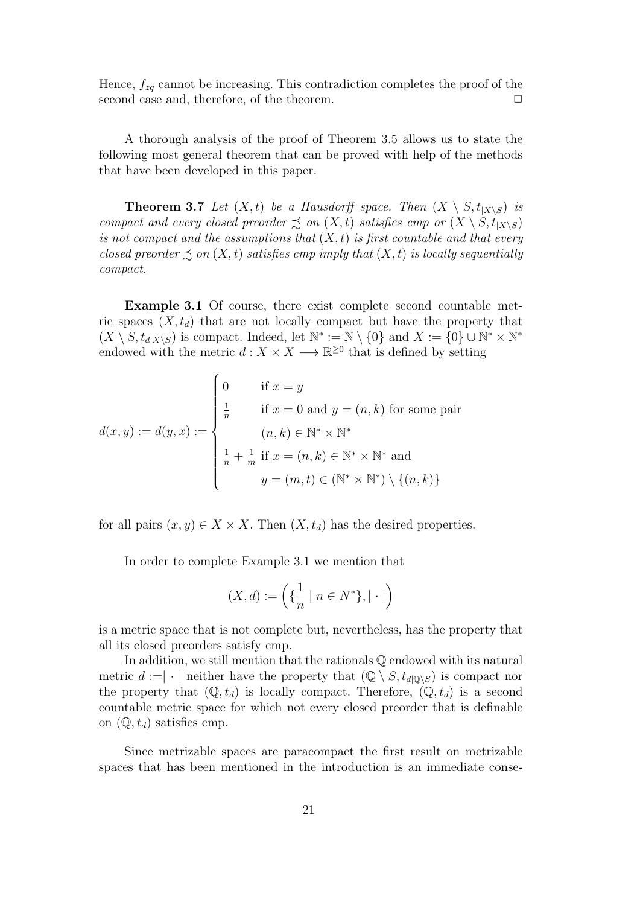Hence, $f_{zq}$ cannot be increasing. This contradiction completes the proof of the second case and, therefore, of the theorem. $\square$

A thorough analysis of the proof of Theorem 3.5 allows us to state the following most general theorem that can be proved with help of the methods that have been developed in this paper.

**Theorem 3.7** *Let $(X, t)$ be a Hausdorff space. Then $(X \setminus S, t_{|X \setminus S})$ is compact and every closed preorder $\precsim$ on $(X, t)$ satisfies cmp or $(X \setminus S, t_{|X \setminus S})$ is not compact and the assumptions that $(X, t)$ is first countable and that every closed preorder $\precsim$ on $(X, t)$ satisfies cmp imply that $(X, t)$ is locally sequentially compact.*

**Example 3.1** Of course, there exist complete second countable metric spaces $(X, t_d)$ that are not locally compact but have the property that $(X \setminus S, t_{d|X \setminus S})$ is compact. Indeed, let $\mathbb{N}^* := \mathbb{N} \setminus \{0\}$ and $X := \{0\} \cup \mathbb{N}^* \times \mathbb{N}^*$ endowed with the metric $d : X \times X \longrightarrow \mathbb{R}^{\geq 0}$ that is defined by setting

$$
d(x, y) := d(y, x) := \begin{cases} 0 & \text{if } x = y \\ \frac{1}{n} & \text{if } x = 0 \text{ and } y = (n, k) \text{ for some pair} \\ & (n, k) \in \mathbb{N}^* \times \mathbb{N}^* \\ \frac{1}{n} + \frac{1}{m} & \text{if } x = (n, k) \in \mathbb{N}^* \times \mathbb{N}^* \text{ and} \\ & y = (m, t) \in (\mathbb{N}^* \times \mathbb{N}^*) \setminus \{(n, k)\} \end{cases}
$$

for all pairs $(x, y) \in X \times X$. Then $(X, t_d)$ has the desired properties.

In order to complete Example 3.1 we mention that

$$
(X, d) := \left( \{\frac{1}{n} \mid n \in N^*\}, | \cdot | \right)
$$

is a metric space that is not complete but, nevertheless, has the property that all its closed preorders satisfy cmp.

In addition, we still mention that the rationals $\mathbb{Q}$ endowed with its natural metric $d := | \cdot |$ neither have the property that $(\mathbb{Q} \setminus S, t_{d|\mathbb{Q} \setminus S})$ is compact nor the property that $(\mathbb{Q}, t_d)$ is locally compact. Therefore, $(\mathbb{Q}, t_d)$ is a second countable metric space for which not every closed preorder that is definable on $(\mathbb{Q}, t_d)$ satisfies cmp.

Since metrizable spaces are paracompact the first result on metrizable spaces that has been mentioned in the introduction is an immediate conse-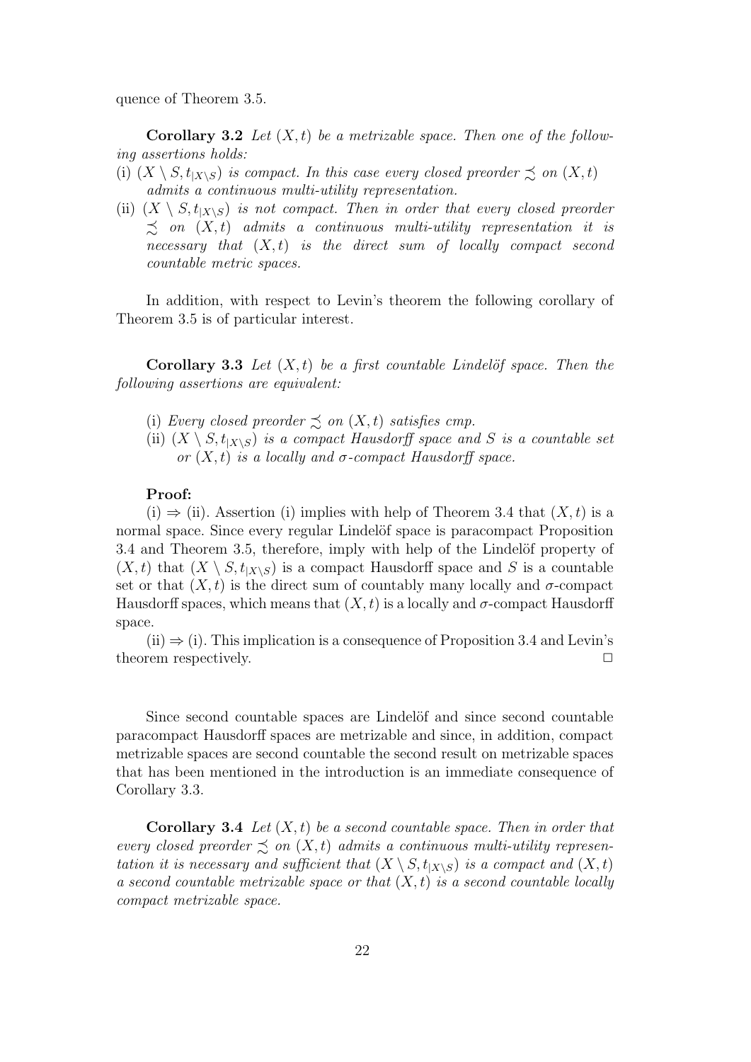quence of Theorem 3.5.

**Corollary 3.2** *Let $(X, t)$ be a metrizable space. Then one of the following assertions holds:*

(i) *$(X \setminus S, t_{|X \setminus S})$ is compact. In this case every closed preorder $\precsim$ on $(X, t)$ admits a continuous multi-utility representation.*

(ii) *$(X \setminus S, t_{|X \setminus S})$ is not compact. Then in order that every closed preorder $\precsim$ on $(X, t)$ admits a continuous multi-utility representation it is necessary that $(X, t)$ is the direct sum of locally compact second countable metric spaces.*

In addition, with respect to Levin's theorem the following corollary of Theorem 3.5 is of particular interest.

**Corollary 3.3** *Let $(X, t)$ be a first countable Lindelöf space. Then the following assertions are equivalent:*

(i) *Every closed preorder $\precsim$ on $(X, t)$ satisfies cmp.*

(ii) *$(X \setminus S, t_{|X \setminus S})$ is a compact Hausdorff space and $S$ is a countable set or $(X, t)$ is a locally and $\sigma$-compact Hausdorff space.*

**Proof:**

(i) $\Rightarrow$ (ii). Assertion (i) implies with help of Theorem 3.4 that $(X, t)$ is a normal space. Since every regular Lindelöf space is paracompact Proposition 3.4 and Theorem 3.5, therefore, imply with help of the Lindelöf property of $(X, t)$ that $(X \setminus S, t_{|X \setminus S})$ is a compact Hausdorff space and $S$ is a countable set or that $(X, t)$ is the direct sum of countably many locally and $\sigma$-compact Hausdorff spaces, which means that $(X, t)$ is a locally and $\sigma$-compact Hausdorff space.

(ii) $\Rightarrow$ (i). This implication is a consequence of Proposition 3.4 and Levin's theorem respectively. $\Box$

Since second countable spaces are Lindelöf and since second countable paracompact Hausdorff spaces are metrizable and since, in addition, compact metrizable spaces are second countable the second result on metrizable spaces that has been mentioned in the introduction is an immediate consequence of Corollary 3.3.

**Corollary 3.4** *Let $(X, t)$ be a second countable space. Then in order that every closed preorder $\precsim$ on $(X, t)$ admits a continuous multi-utility representation it is necessary and sufficient that $(X \setminus S, t_{|X \setminus S})$ is a compact and $(X, t)$ a second countable metrizable space or that $(X, t)$ is a second countable locally compact metrizable space.*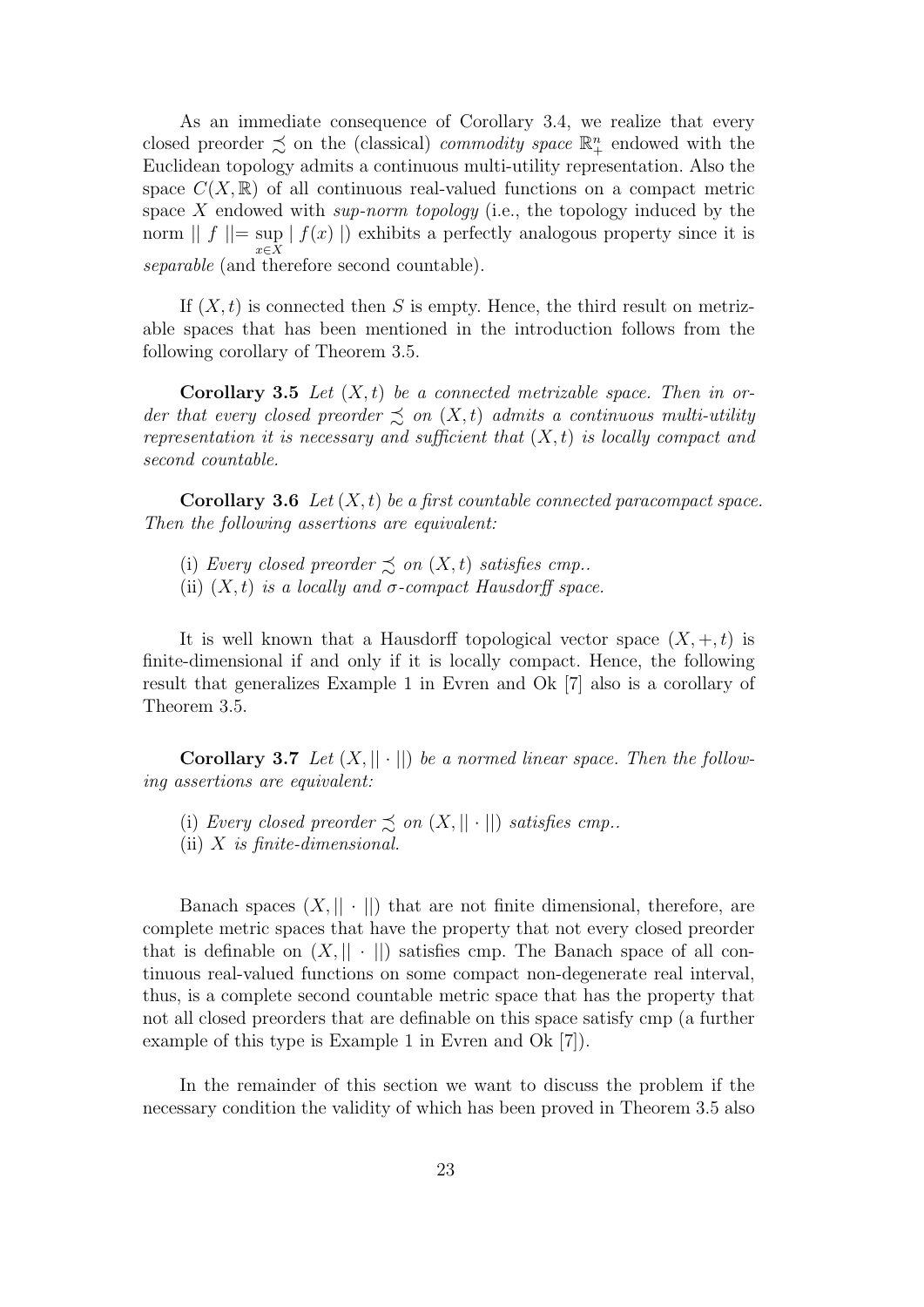As an immediate consequence of Corollary 3.4, we realize that every closed preorder $\precsim$ on the (classical) *commodity space* $\mathbb{R}^n_+$ endowed with the Euclidean topology admits a continuous multi-utility representation. Also the space $C(X, \mathbb{R})$ of all continuous real-valued functions on a compact metric space $X$ endowed with *sup-norm topology* (i.e., the topology induced by the norm $\| f \| = \sup_{x \in X} | f(x) |$) exhibits a perfectly analogous property since it is *separable* (and therefore second countable).

If $(X, t)$ is connected then $S$ is empty. Hence, the third result on metrizable spaces that has been mentioned in the introduction follows from the following corollary of Theorem 3.5.

**Corollary 3.5** *Let $(X, t)$ be a connected metrizable space. Then in order that every closed preorder $\precsim$ on $(X, t)$ admits a continuous multi-utility representation it is necessary and sufficient that $(X, t)$ is locally compact and second countable.*

**Corollary 3.6** *Let $(X, t)$ be a first countable connected paracompact space. Then the following assertions are equivalent:*

(i) *Every closed preorder $\precsim$ on $(X, t)$ satisfies cmp..*
(ii) *$(X, t)$ is a locally and $\sigma$-compact Hausdorff space.*

It is well known that a Hausdorff topological vector space $(X, +, t)$ is finite-dimensional if and only if it is locally compact. Hence, the following result that generalizes Example 1 in Evren and Ok [7] also is a corollary of Theorem 3.5.

**Corollary 3.7** *Let $(X, || \cdot ||)$ be a normed linear space. Then the following assertions are equivalent:*

(i) *Every closed preorder $\precsim$ on $(X, || \cdot ||)$ satisfies cmp..*
(ii) *$X$ is finite-dimensional.*

Banach spaces $(X, || \cdot ||)$ that are not finite dimensional, therefore, are complete metric spaces that have the property that not every closed preorder that is definable on $(X, || \cdot ||)$ satisfies cmp. The Banach space of all continuous real-valued functions on some compact non-degenerate real interval, thus, is a complete second countable metric space that has the property that not all closed preorders that are definable on this space satisfy cmp (a further example of this type is Example 1 in Evren and Ok [7]).

In the remainder of this section we want to discuss the problem if the necessary condition the validity of which has been proved in Theorem 3.5 also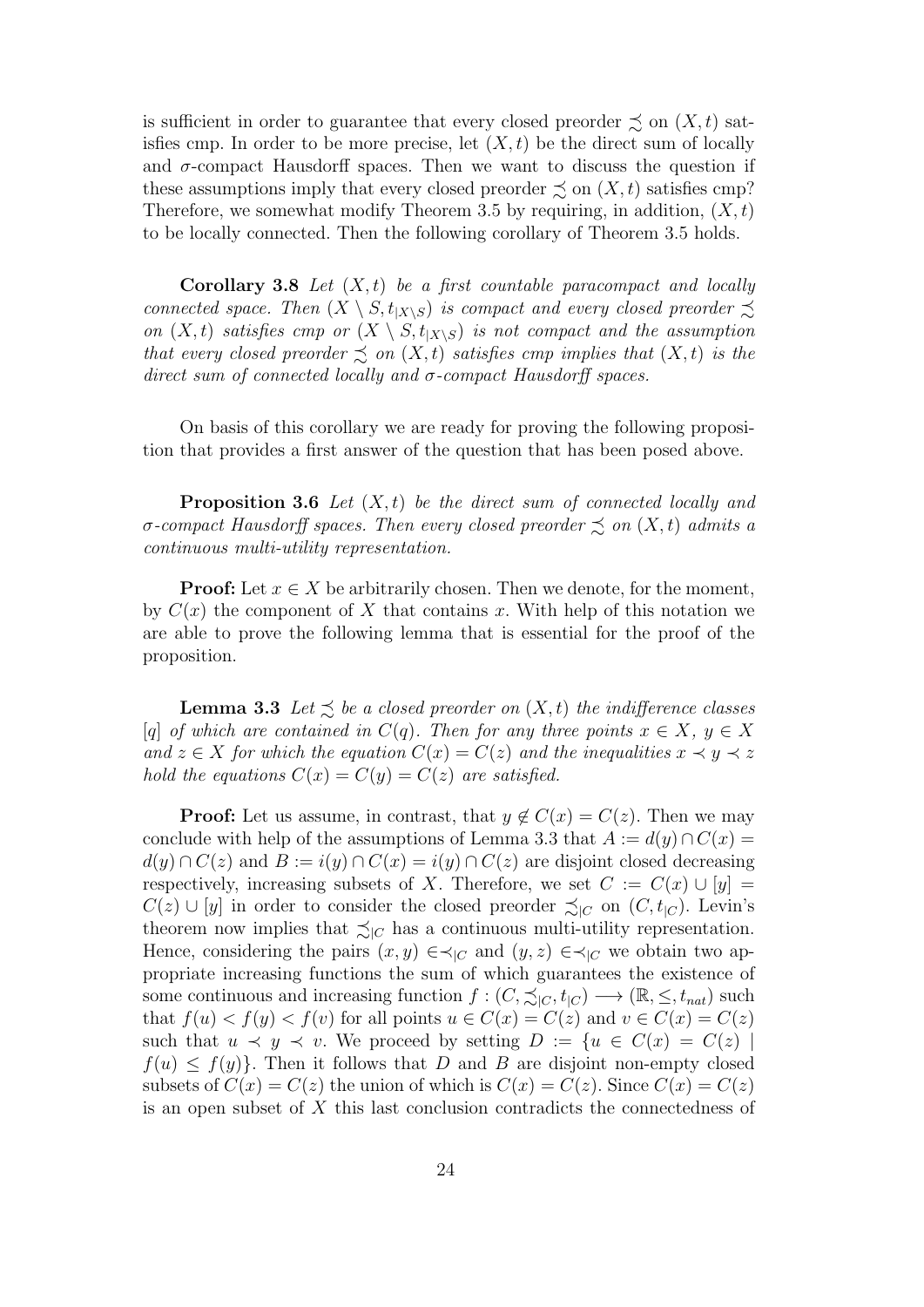is sufficient in order to guarantee that every closed preorder $\precsim$ on $(X,t)$ satisfies cmp. In order to be more precise, let $(X,t)$ be the direct sum of locally and $\sigma$-compact Hausdorff spaces. Then we want to discuss the question if these assumptions imply that every closed preorder $\precsim$ on $(X,t)$ satisfies cmp? Therefore, we somewhat modify Theorem 3.5 by requiring, in addition, $(X,t)$ to be locally connected. Then the following corollary of Theorem 3.5 holds.

**Corollary 3.8** *Let $(X,t)$ be a first countable paracompact and locally connected space. Then $(X \setminus S, t_{|X \setminus S})$ is compact and every closed preorder $\precsim$ on $(X,t)$ satisfies cmp or $(X \setminus S, t_{|X \setminus S})$ is not compact and the assumption that every closed preorder $\precsim$ on $(X,t)$ satisfies cmp implies that $(X,t)$ is the direct sum of connected locally and $\sigma$-compact Hausdorff spaces.*

On basis of this corollary we are ready for proving the following proposition that provides a first answer of the question that has been posed above.

**Proposition 3.6** *Let $(X,t)$ be the direct sum of connected locally and $\sigma$-compact Hausdorff spaces. Then every closed preorder $\precsim$ on $(X,t)$ admits a continuous multi-utility representation.*

**Proof:** Let $x \in X$ be arbitrarily chosen. Then we denote, for the moment, by $C(x)$ the component of $X$ that contains $x$. With help of this notation we are able to prove the following lemma that is essential for the proof of the proposition.

**Lemma 3.3** *Let $\precsim$ be a closed preorder on $(X,t)$ the indifference classes $[q]$ of which are contained in $C(q)$. Then for any three points $x \in X$, $y \in X$ and $z \in X$ for which the equation $C(x) = C(z)$ and the inequalities $x \prec y \prec z$ hold the equations $C(x) = C(y) = C(z)$ are satisfied.*

**Proof:** Let us assume, in contrast, that $y \notin C(x) = C(z)$. Then we may conclude with help of the assumptions of Lemma 3.3 that $A := d(y) \cap C(x) = d(y) \cap C(z)$ and $B := i(y) \cap C(x) = i(y) \cap C(z)$ are disjoint closed decreasing respectively, increasing subsets of $X$. Therefore, we set $C := C(x) \cup [y] = C(z) \cup [y]$ in order to consider the closed preorder $\precsim_{|C}$ on $(C, t_{|C})$. Levin's theorem now implies that $\precsim_{|C}$ has a continuous multi-utility representation. Hence, considering the pairs $(x,y) \in \prec_{|C}$ and $(y,z) \in \prec_{|C}$ we obtain two appropriate increasing functions the sum of which guarantees the existence of some continuous and increasing function $f : (C, \precsim_{|C}, t_{|C}) \longrightarrow (\mathbb{R}, \leq, t_{nat})$ such that $f(u) < f(y) < f(v)$ for all points $u \in C(x) = C(z)$ and $v \in C(x) = C(z)$ such that $u \prec y \prec v$. We proceed by setting $D := \{u \in C(x) = C(z) \mid f(u) \leq f(y)\}$. Then it follows that $D$ and $B$ are disjoint non-empty closed subsets of $C(x) = C(z)$ the union of which is $C(x) = C(z)$. Since $C(x) = C(z)$ is an open subset of $X$ this last conclusion contradicts the connectedness of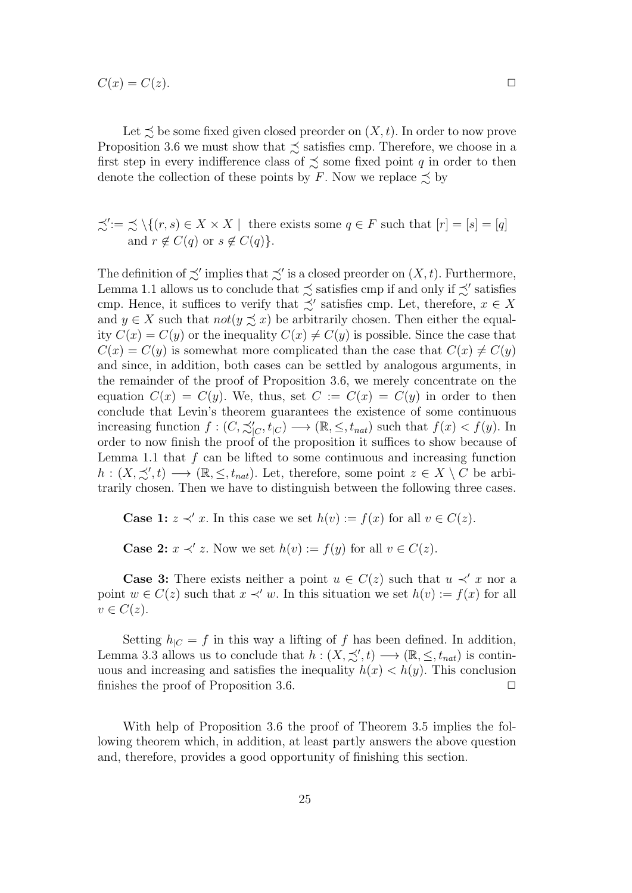$C(x) = C(z)$. $\Box$

Let $\precsim$ be some fixed given closed preorder on $(X, t)$. In order to now prove Proposition 3.6 we must show that $\precsim$ satisfies cmp. Therefore, we choose in a first step in every indifference class of $\precsim$ some fixed point $q$ in order to then denote the collection of these points by $F$. Now we replace $\precsim$ by

$$\precsim' := \precsim \setminus \{(r, s) \in X \times X \mid \text{ there exists some } q \in F \text{ such that } [r] = [s] = [q] \text{ and } r \notin C(q) \text{ or } s \notin C(q)\}.$$

The definition of $\precsim'$ implies that $\precsim'$ is a closed preorder on $(X, t)$. Furthermore, Lemma 1.1 allows us to conclude that $\precsim$ satisfies cmp if and only if $\precsim'$ satisfies cmp. Hence, it suffices to verify that $\precsim'$ satisfies cmp. Let, therefore, $x \in X$ and $y \in X$ such that $not(y \precsim x)$ be arbitrarily chosen. Then either the equality $C(x) = C(y)$ or the inequality $C(x) \neq C(y)$ is possible. Since the case that $C(x) = C(y)$ is somewhat more complicated than the case that $C(x) \neq C(y)$ and since, in addition, both cases can be settled by analogous arguments, in the remainder of the proof of Proposition 3.6, we merely concentrate on the equation $C(x) = C(y)$. We, thus, set $C := C(x) = C(y)$ in order to then conclude that Levin's theorem guarantees the existence of some continuous increasing function $f : (C, \precsim'_{|C}, t_{|C}) \longrightarrow (\mathbb{R}, \leq, t_{nat})$ such that $f(x) < f(y)$. In order to now finish the proof of the proposition it suffices to show because of Lemma 1.1 that $f$ can be lifted to some continuous and increasing function $h : (X, \precsim', t) \longrightarrow (\mathbb{R}, \leq, t_{nat})$. Let, therefore, some point $z \in X \setminus C$ be arbitrarily chosen. Then we have to distinguish between the following three cases.

**Case 1:** $z \prec' x$. In this case we set $h(v) := f(x)$ for all $v \in C(z)$.

**Case 2:** $x \prec' z$. Now we set $h(v) := f(y)$ for all $v \in C(z)$.

**Case 3:** There exists neither a point $u \in C(z)$ such that $u \prec' x$ nor a point $w \in C(z)$ such that $x \prec' w$. In this situation we set $h(v) := f(x)$ for all $v \in C(z)$.

Setting $h_{|C} = f$ in this way a lifting of $f$ has been defined. In addition, Lemma 3.3 allows us to conclude that $h : (X, \precsim', t) \longrightarrow (\mathbb{R}, \leq, t_{nat})$ is continuous and increasing and satisfies the inequality $h(x) < h(y)$. This conclusion finishes the proof of Proposition 3.6. $\Box$

With help of Proposition 3.6 the proof of Theorem 3.5 implies the following theorem which, in addition, at least partly answers the above question and, therefore, provides a good opportunity of finishing this section.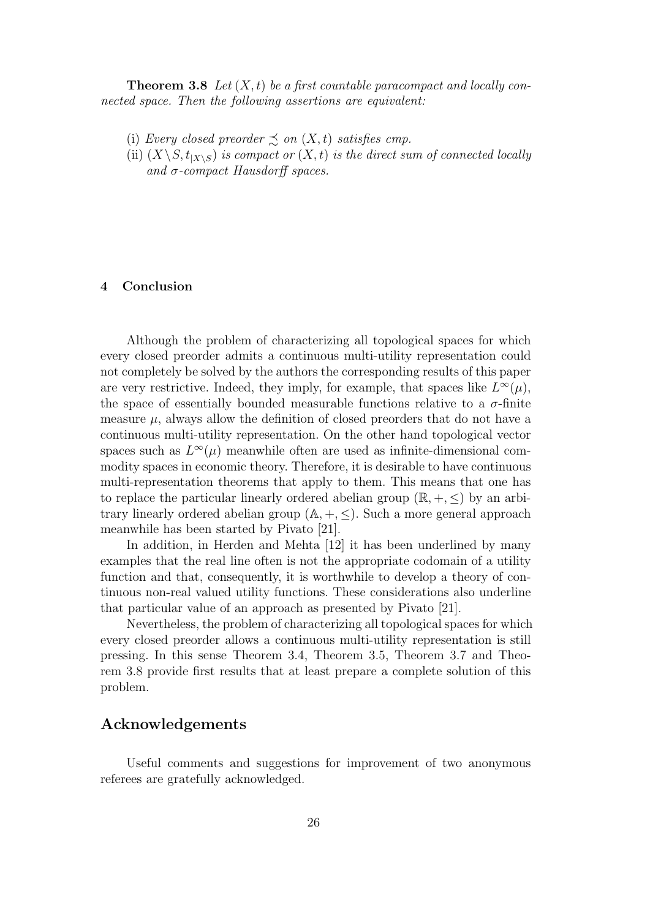**Theorem 3.8** *Let $(X, t)$ be a first countable paracompact and locally connected space. Then the following assertions are equivalent:*

(i) *Every closed preorder $\precsim$ on $(X, t)$ satisfies cmp.*
(ii) *$(X \setminus S, t_{|X \setminus S})$ is compact or $(X, t)$ is the direct sum of connected locally and $\sigma$-compact Hausdorff spaces.*

## 4 Conclusion

Although the problem of characterizing all topological spaces for which every closed preorder admits a continuous multi-utility representation could not completely be solved by the authors the corresponding results of this paper are very restrictive. Indeed, they imply, for example, that spaces like $L^{\infty}(\mu)$, the space of essentially bounded measurable functions relative to a $\sigma$-finite measure $\mu$, always allow the definition of closed preorders that do not have a continuous multi-utility representation. On the other hand topological vector spaces such as $L^{\infty}(\mu)$ meanwhile often are used as infinite-dimensional commodity spaces in economic theory. Therefore, it is desirable to have continuous multi-representation theorems that apply to them. This means that one has to replace the particular linearly ordered abelian group $(\mathbb{R}, +, \leq)$ by an arbitrary linearly ordered abelian group $(\mathbb{A}, +, \leq)$. Such a more general approach meanwhile has been started by Pivato [21].

In addition, in Herden and Mehta [12] it has been underlined by many examples that the real line often is not the appropriate codomain of a utility function and that, consequently, it is worthwhile to develop a theory of continuous non-real valued utility functions. These considerations also underline that particular value of an approach as presented by Pivato [21].

Nevertheless, the problem of characterizing all topological spaces for which every closed preorder allows a continuous multi-utility representation is still pressing. In this sense Theorem 3.4, Theorem 3.5, Theorem 3.7 and Theorem 3.8 provide first results that at least prepare a complete solution of this problem.

## Acknowledgements

Useful comments and suggestions for improvement of two anonymous referees are gratefully acknowledged.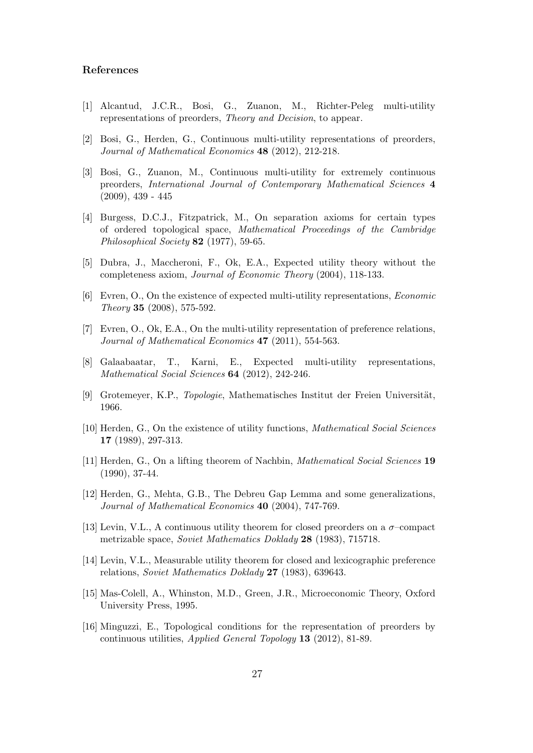## References

[1] Alcantud, J.C.R., Bosi, G., Zuanon, M., Richter-Peleg multi-utility representations of preorders, *Theory and Decision*, to appear.

[2] Bosi, G., Herden, G., Continuous multi-utility representations of preorders, *Journal of Mathematical Economics* **48** (2012), 212-218.

[3] Bosi, G., Zuanon, M., Continuous multi-utility for extremely continuous preorders, *International Journal of Contemporary Mathematical Sciences* **4** (2009), 439 - 445

[4] Burgess, D.C.J., Fitzpatrick, M., On separation axioms for certain types of ordered topological space, *Mathematical Proceedings of the Cambridge Philosophical Society* **82** (1977), 59-65.

[5] Dubra, J., Maccheroni, F., Ok, E.A., Expected utility theory without the completeness axiom, *Journal of Economic Theory* (2004), 118-133.

[6] Evren, O., On the existence of expected multi-utility representations, *Economic Theory* **35** (2008), 575-592.

[7] Evren, O., Ok, E.A., On the multi-utility representation of preference relations, *Journal of Mathematical Economics* **47** (2011), 554-563.

[8] Galaabaatar, T., Karni, E., Expected multi-utility representations, *Mathematical Social Sciences* **64** (2012), 242-246.

[9] Grotemeyer, K.P., *Topologie*, Mathematisches Institut der Freien Universität, 1966.

[10] Herden, G., On the existence of utility functions, *Mathematical Social Sciences* **17** (1989), 297-313.

[11] Herden, G., On a lifting theorem of Nachbin, *Mathematical Social Sciences* **19** (1990), 37-44.

[12] Herden, G., Mehta, G.B., The Debreu Gap Lemma and some generalizations, *Journal of Mathematical Economics* **40** (2004), 747-769.

[13] Levin, V.L., A continuous utility theorem for closed preorders on a $\sigma$–compact metrizable space, *Soviet Mathematics Doklady* **28** (1983), 715718.

[14] Levin, V.L., Measurable utility theorem for closed and lexicographic preference relations, *Soviet Mathematics Doklady* **27** (1983), 639643.

[15] Mas-Colell, A., Whinston, M.D., Green, J.R., Microeconomic Theory, Oxford University Press, 1995.

[16] Minguzzi, E., Topological conditions for the representation of preorders by continuous utilities, *Applied General Topology* **13** (2012), 81-89.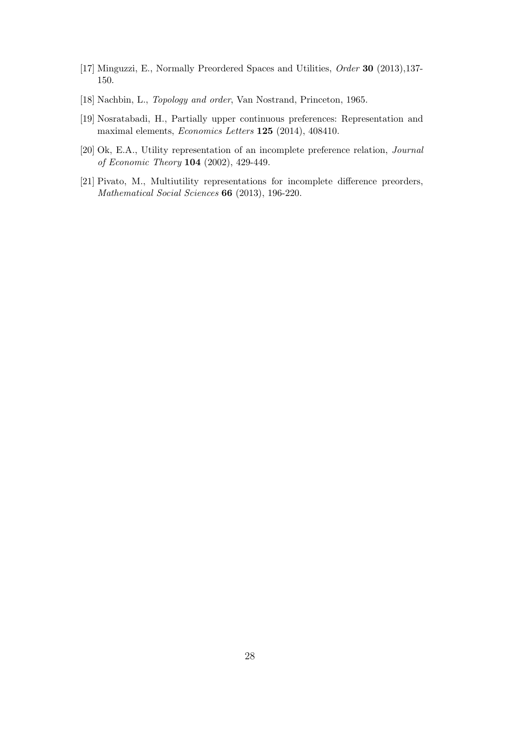[17] Minguzzi, E., Normally Preordered Spaces and Utilities, *Order* **30** (2013),137-150.

[18] Nachbin, L., *Topology and order*, Van Nostrand, Princeton, 1965.

[19] Nosratabadi, H., Partially upper continuous preferences: Representation and maximal elements, *Economics Letters* **125** (2014), 408410.

[20] Ok, E.A., Utility representation of an incomplete preference relation, *Journal of Economic Theory* **104** (2002), 429-449.

[21] Pivato, M., Multiutility representations for incomplete difference preorders, *Mathematical Social Sciences* **66** (2013), 196-220.